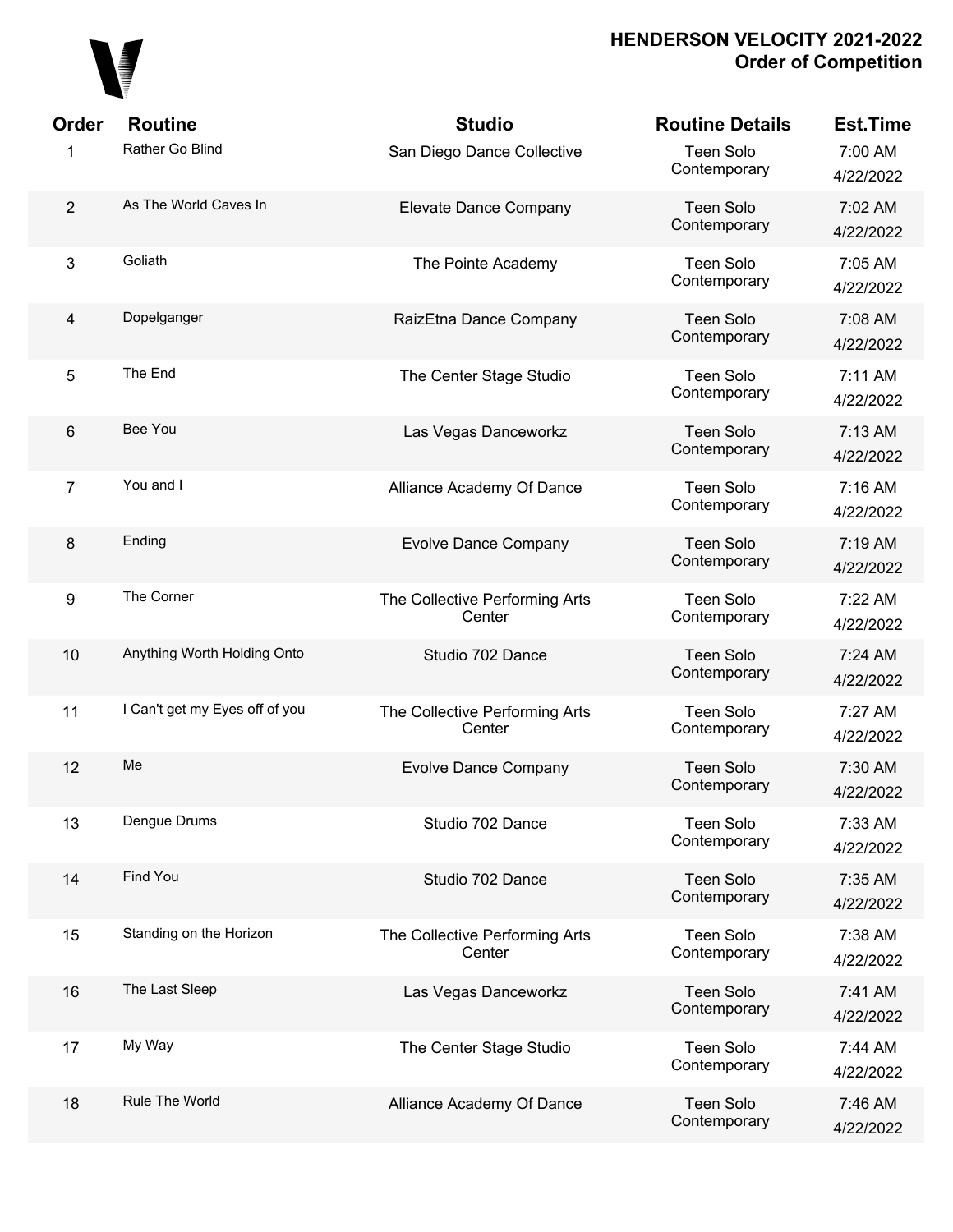# HENDERSON VELOCITY 2021-2022
## Order of Competition

| Order | Routine | Studio | Routine Details | Est.Time |
|---|---|---|---|---|
| 1 | Rather Go Blind | San Diego Dance Collective | Teen Solo Contemporary | 7:00 AM 4/22/2022 |
| 2 | As The World Caves In | Elevate Dance Company | Teen Solo Contemporary | 7:02 AM 4/22/2022 |
| 3 | Goliath | The Pointe Academy | Teen Solo Contemporary | 7:05 AM 4/22/2022 |
| 4 | Dopelganger | RaizEtna Dance Company | Teen Solo Contemporary | 7:08 AM 4/22/2022 |
| 5 | The End | The Center Stage Studio | Teen Solo Contemporary | 7:11 AM 4/22/2022 |
| 6 | Bee You | Las Vegas Danceworkz | Teen Solo Contemporary | 7:13 AM 4/22/2022 |
| 7 | You and I | Alliance Academy Of Dance | Teen Solo Contemporary | 7:16 AM 4/22/2022 |
| 8 | Ending | Evolve Dance Company | Teen Solo Contemporary | 7:19 AM 4/22/2022 |
| 9 | The Corner | The Collective Performing Arts Center | Teen Solo Contemporary | 7:22 AM 4/22/2022 |
| 10 | Anything Worth Holding Onto | Studio 702 Dance | Teen Solo Contemporary | 7:24 AM 4/22/2022 |
| 11 | I Can't get my Eyes off of you | The Collective Performing Arts Center | Teen Solo Contemporary | 7:27 AM 4/22/2022 |
| 12 | Me | Evolve Dance Company | Teen Solo Contemporary | 7:30 AM 4/22/2022 |
| 13 | Dengue Drums | Studio 702 Dance | Teen Solo Contemporary | 7:33 AM 4/22/2022 |
| 14 | Find You | Studio 702 Dance | Teen Solo Contemporary | 7:35 AM 4/22/2022 |
| 15 | Standing on the Horizon | The Collective Performing Arts Center | Teen Solo Contemporary | 7:38 AM 4/22/2022 |
| 16 | The Last Sleep | Las Vegas Danceworkz | Teen Solo Contemporary | 7:41 AM 4/22/2022 |
| 17 | My Way | The Center Stage Studio | Teen Solo Contemporary | 7:44 AM 4/22/2022 |
| 18 | Rule The World | Alliance Academy Of Dance | Teen Solo Contemporary | 7:46 AM 4/22/2022 |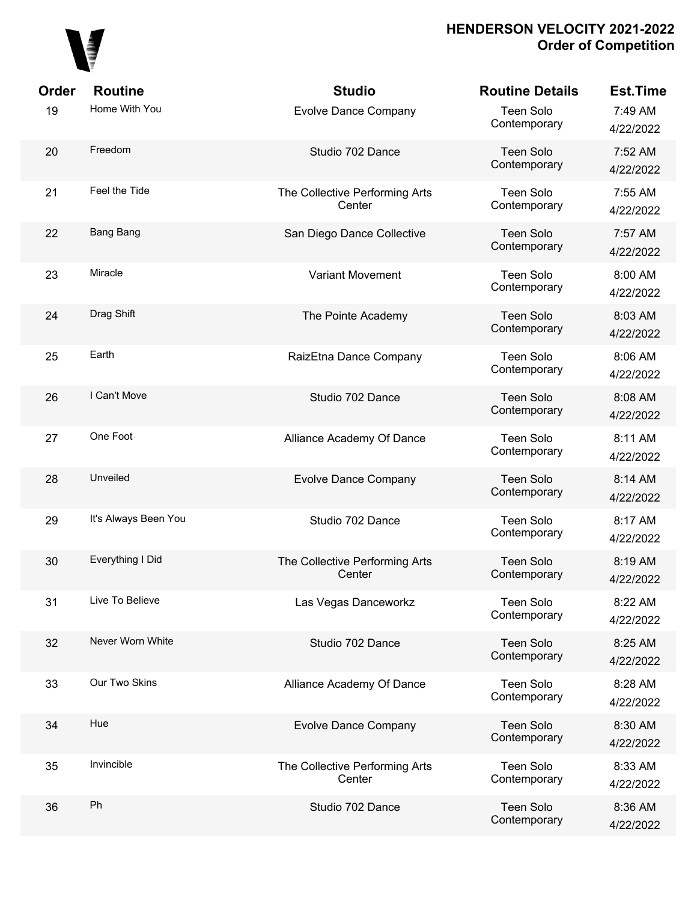# HENDERSON VELOCITY 2021-2022
## Order of Competition

| Order | Routine | Studio | Routine Details | Est.Time |
|---|---|---|---|---|
| 19 | Home With You | Evolve Dance Company | Teen Solo Contemporary | 7:49 AM 4/22/2022 |
| 20 | Freedom | Studio 702 Dance | Teen Solo Contemporary | 7:52 AM 4/22/2022 |
| 21 | Feel the Tide | The Collective Performing Arts Center | Teen Solo Contemporary | 7:55 AM 4/22/2022 |
| 22 | Bang Bang | San Diego Dance Collective | Teen Solo Contemporary | 7:57 AM 4/22/2022 |
| 23 | Miracle | Variant Movement | Teen Solo Contemporary | 8:00 AM 4/22/2022 |
| 24 | Drag Shift | The Pointe Academy | Teen Solo Contemporary | 8:03 AM 4/22/2022 |
| 25 | Earth | RaizEtna Dance Company | Teen Solo Contemporary | 8:06 AM 4/22/2022 |
| 26 | I Can't Move | Studio 702 Dance | Teen Solo Contemporary | 8:08 AM 4/22/2022 |
| 27 | One Foot | Alliance Academy Of Dance | Teen Solo Contemporary | 8:11 AM 4/22/2022 |
| 28 | Unveiled | Evolve Dance Company | Teen Solo Contemporary | 8:14 AM 4/22/2022 |
| 29 | It's Always Been You | Studio 702 Dance | Teen Solo Contemporary | 8:17 AM 4/22/2022 |
| 30 | Everything I Did | The Collective Performing Arts Center | Teen Solo Contemporary | 8:19 AM 4/22/2022 |
| 31 | Live To Believe | Las Vegas Danceworkz | Teen Solo Contemporary | 8:22 AM 4/22/2022 |
| 32 | Never Worn White | Studio 702 Dance | Teen Solo Contemporary | 8:25 AM 4/22/2022 |
| 33 | Our Two Skins | Alliance Academy Of Dance | Teen Solo Contemporary | 8:28 AM 4/22/2022 |
| 34 | Hue | Evolve Dance Company | Teen Solo Contemporary | 8:30 AM 4/22/2022 |
| 35 | Invincible | The Collective Performing Arts Center | Teen Solo Contemporary | 8:33 AM 4/22/2022 |
| 36 | Ph | Studio 702 Dance | Teen Solo Contemporary | 8:36 AM 4/22/2022 |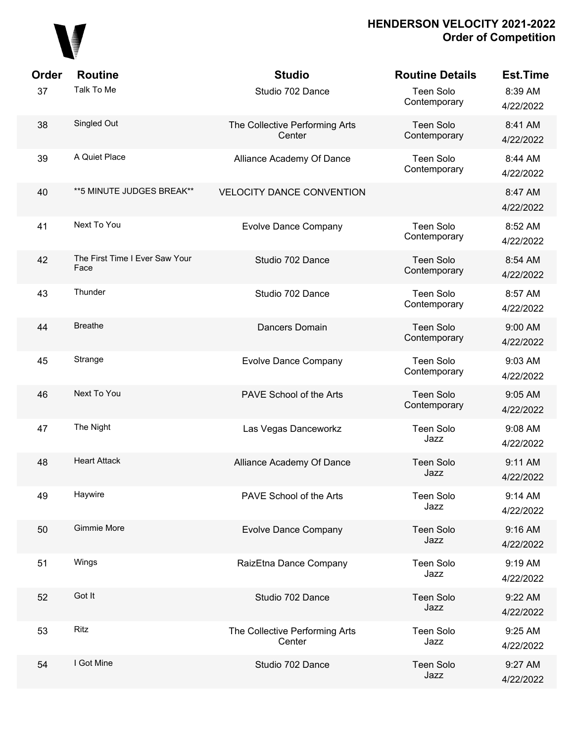# HENDERSON VELOCITY 2021-2022
## Order of Competition

| Order | Routine | Studio | Routine Details | Est.Time |
|---|---|---|---|---|
| 37 | Talk To Me | Studio 702 Dance | Teen Solo Contemporary | 8:39 AM 4/22/2022 |
| 38 | Singled Out | The Collective Performing Arts Center | Teen Solo Contemporary | 8:41 AM 4/22/2022 |
| 39 | A Quiet Place | Alliance Academy Of Dance | Teen Solo Contemporary | 8:44 AM 4/22/2022 |
| 40 | **5 MINUTE JUDGES BREAK** | VELOCITY DANCE CONVENTION | | 8:47 AM 4/22/2022 |
| 41 | Next To You | Evolve Dance Company | Teen Solo Contemporary | 8:52 AM 4/22/2022 |
| 42 | The First Time I Ever Saw Your Face | Studio 702 Dance | Teen Solo Contemporary | 8:54 AM 4/22/2022 |
| 43 | Thunder | Studio 702 Dance | Teen Solo Contemporary | 8:57 AM 4/22/2022 |
| 44 | Breathe | Dancers Domain | Teen Solo Contemporary | 9:00 AM 4/22/2022 |
| 45 | Strange | Evolve Dance Company | Teen Solo Contemporary | 9:03 AM 4/22/2022 |
| 46 | Next To You | PAVE School of the Arts | Teen Solo Contemporary | 9:05 AM 4/22/2022 |
| 47 | The Night | Las Vegas Danceworkz | Teen Solo Jazz | 9:08 AM 4/22/2022 |
| 48 | Heart Attack | Alliance Academy Of Dance | Teen Solo Jazz | 9:11 AM 4/22/2022 |
| 49 | Haywire | PAVE School of the Arts | Teen Solo Jazz | 9:14 AM 4/22/2022 |
| 50 | Gimmie More | Evolve Dance Company | Teen Solo Jazz | 9:16 AM 4/22/2022 |
| 51 | Wings | RaizEtna Dance Company | Teen Solo Jazz | 9:19 AM 4/22/2022 |
| 52 | Got It | Studio 702 Dance | Teen Solo Jazz | 9:22 AM 4/22/2022 |
| 53 | Ritz | The Collective Performing Arts Center | Teen Solo Jazz | 9:25 AM 4/22/2022 |
| 54 | I Got Mine | Studio 702 Dance | Teen Solo Jazz | 9:27 AM 4/22/2022 |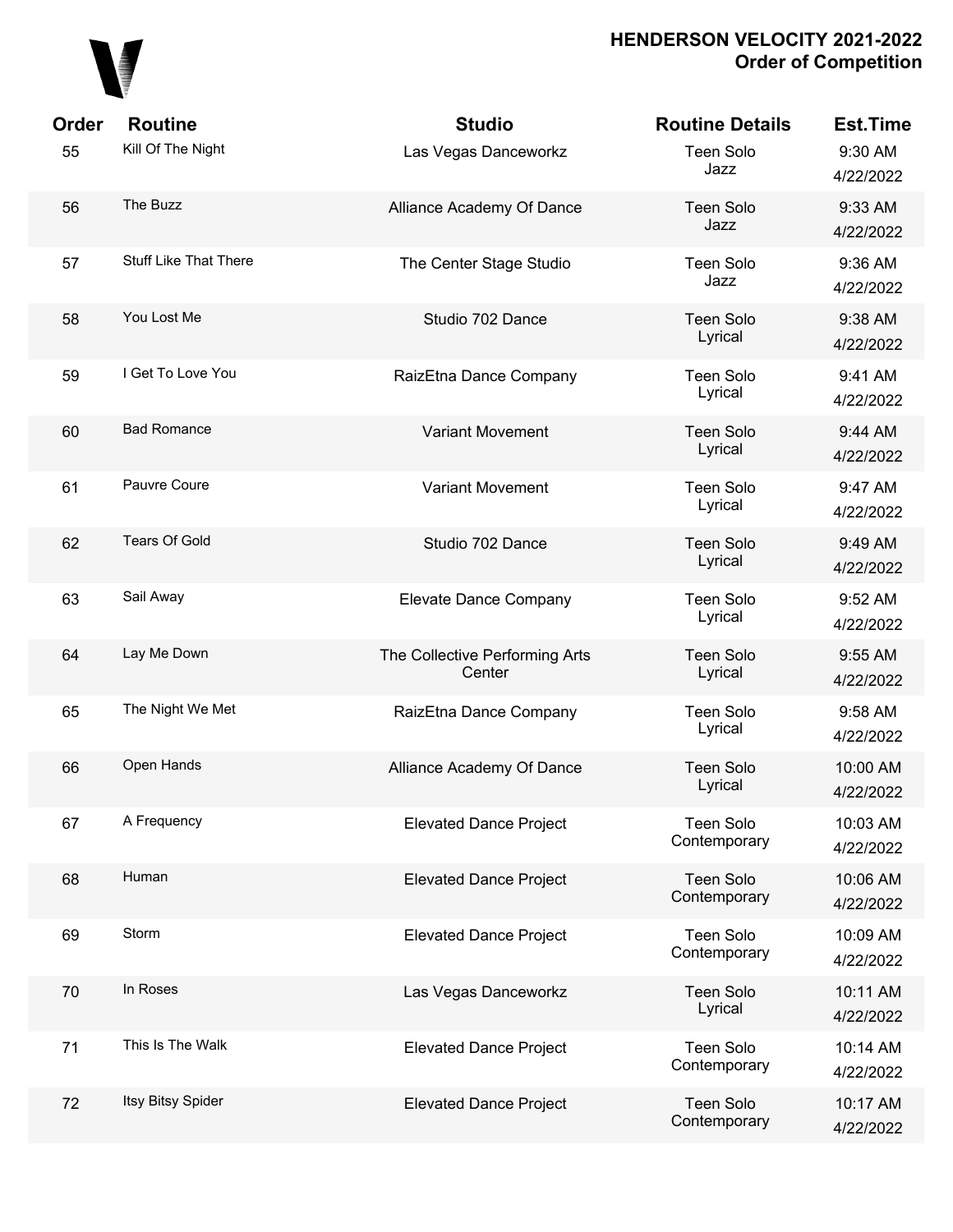# HENDERSON VELOCITY 2021-2022
## Order of Competition

| Order | Routine | Studio | Routine Details | Est.Time |
|---|---|---|---|---|
| 55 | Kill Of The Night | Las Vegas Danceworkz | Teen Solo Jazz | 9:30 AM 4/22/2022 |
| 56 | The Buzz | Alliance Academy Of Dance | Teen Solo Jazz | 9:33 AM 4/22/2022 |
| 57 | Stuff Like That There | The Center Stage Studio | Teen Solo Jazz | 9:36 AM 4/22/2022 |
| 58 | You Lost Me | Studio 702 Dance | Teen Solo Lyrical | 9:38 AM 4/22/2022 |
| 59 | I Get To Love You | RaizEtna Dance Company | Teen Solo Lyrical | 9:41 AM 4/22/2022 |
| 60 | Bad Romance | Variant Movement | Teen Solo Lyrical | 9:44 AM 4/22/2022 |
| 61 | Pauvre Coure | Variant Movement | Teen Solo Lyrical | 9:47 AM 4/22/2022 |
| 62 | Tears Of Gold | Studio 702 Dance | Teen Solo Lyrical | 9:49 AM 4/22/2022 |
| 63 | Sail Away | Elevate Dance Company | Teen Solo Lyrical | 9:52 AM 4/22/2022 |
| 64 | Lay Me Down | The Collective Performing Arts Center | Teen Solo Lyrical | 9:55 AM 4/22/2022 |
| 65 | The Night We Met | RaizEtna Dance Company | Teen Solo Lyrical | 9:58 AM 4/22/2022 |
| 66 | Open Hands | Alliance Academy Of Dance | Teen Solo Lyrical | 10:00 AM 4/22/2022 |
| 67 | A Frequency | Elevated Dance Project | Teen Solo Contemporary | 10:03 AM 4/22/2022 |
| 68 | Human | Elevated Dance Project | Teen Solo Contemporary | 10:06 AM 4/22/2022 |
| 69 | Storm | Elevated Dance Project | Teen Solo Contemporary | 10:09 AM 4/22/2022 |
| 70 | In Roses | Las Vegas Danceworkz | Teen Solo Lyrical | 10:11 AM 4/22/2022 |
| 71 | This Is The Walk | Elevated Dance Project | Teen Solo Contemporary | 10:14 AM 4/22/2022 |
| 72 | Itsy Bitsy Spider | Elevated Dance Project | Teen Solo Contemporary | 10:17 AM 4/22/2022 |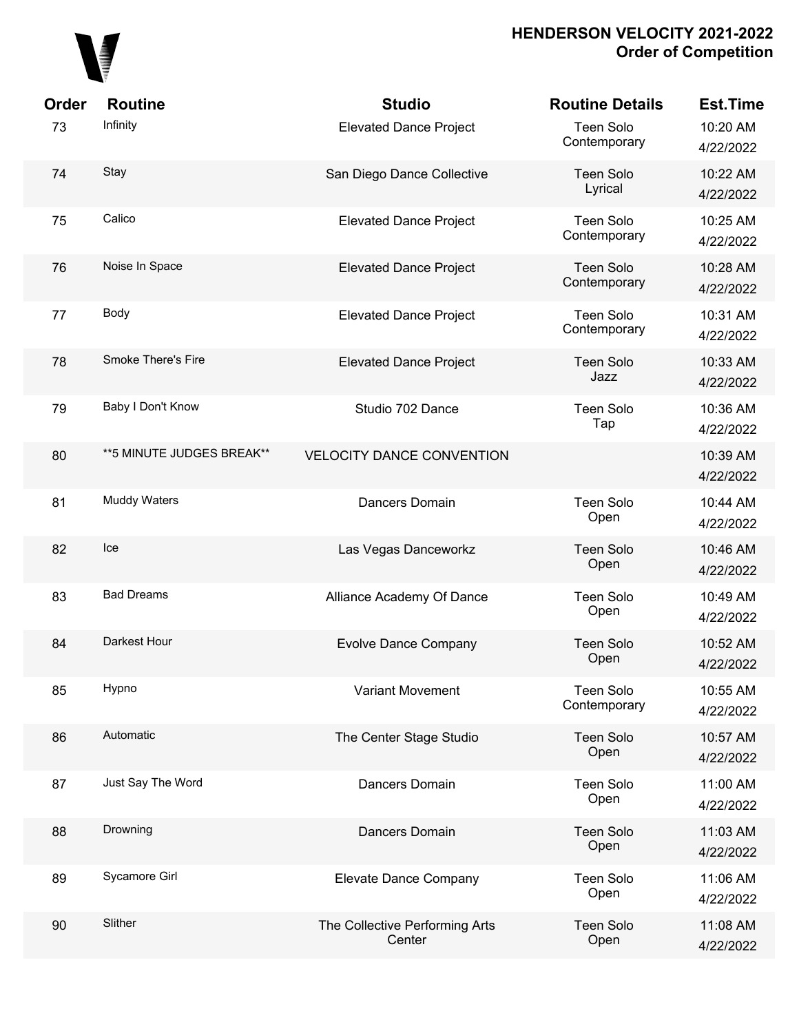**HENDERSON VELOCITY 2021-2022**
**Order of Competition**

| Order | Routine | Studio | Routine Details | Est.Time |
|---|---|---|---|---|
| 73 | Infinity | Elevated Dance Project | Teen Solo Contemporary | 10:20 AM 4/22/2022 |
| 74 | Stay | San Diego Dance Collective | Teen Solo Lyrical | 10:22 AM 4/22/2022 |
| 75 | Calico | Elevated Dance Project | Teen Solo Contemporary | 10:25 AM 4/22/2022 |
| 76 | Noise In Space | Elevated Dance Project | Teen Solo Contemporary | 10:28 AM 4/22/2022 |
| 77 | Body | Elevated Dance Project | Teen Solo Contemporary | 10:31 AM 4/22/2022 |
| 78 | Smoke There's Fire | Elevated Dance Project | Teen Solo Jazz | 10:33 AM 4/22/2022 |
| 79 | Baby I Don't Know | Studio 702 Dance | Teen Solo Tap | 10:36 AM 4/22/2022 |
| 80 | **5 MINUTE JUDGES BREAK** | VELOCITY DANCE CONVENTION | | 10:39 AM 4/22/2022 |
| 81 | Muddy Waters | Dancers Domain | Teen Solo Open | 10:44 AM 4/22/2022 |
| 82 | Ice | Las Vegas Danceworkz | Teen Solo Open | 10:46 AM 4/22/2022 |
| 83 | Bad Dreams | Alliance Academy Of Dance | Teen Solo Open | 10:49 AM 4/22/2022 |
| 84 | Darkest Hour | Evolve Dance Company | Teen Solo Open | 10:52 AM 4/22/2022 |
| 85 | Hypno | Variant Movement | Teen Solo Contemporary | 10:55 AM 4/22/2022 |
| 86 | Automatic | The Center Stage Studio | Teen Solo Open | 10:57 AM 4/22/2022 |
| 87 | Just Say The Word | Dancers Domain | Teen Solo Open | 11:00 AM 4/22/2022 |
| 88 | Drowning | Dancers Domain | Teen Solo Open | 11:03 AM 4/22/2022 |
| 89 | Sycamore Girl | Elevate Dance Company | Teen Solo Open | 11:06 AM 4/22/2022 |
| 90 | Slither | The Collective Performing Arts Center | Teen Solo Open | 11:08 AM 4/22/2022 |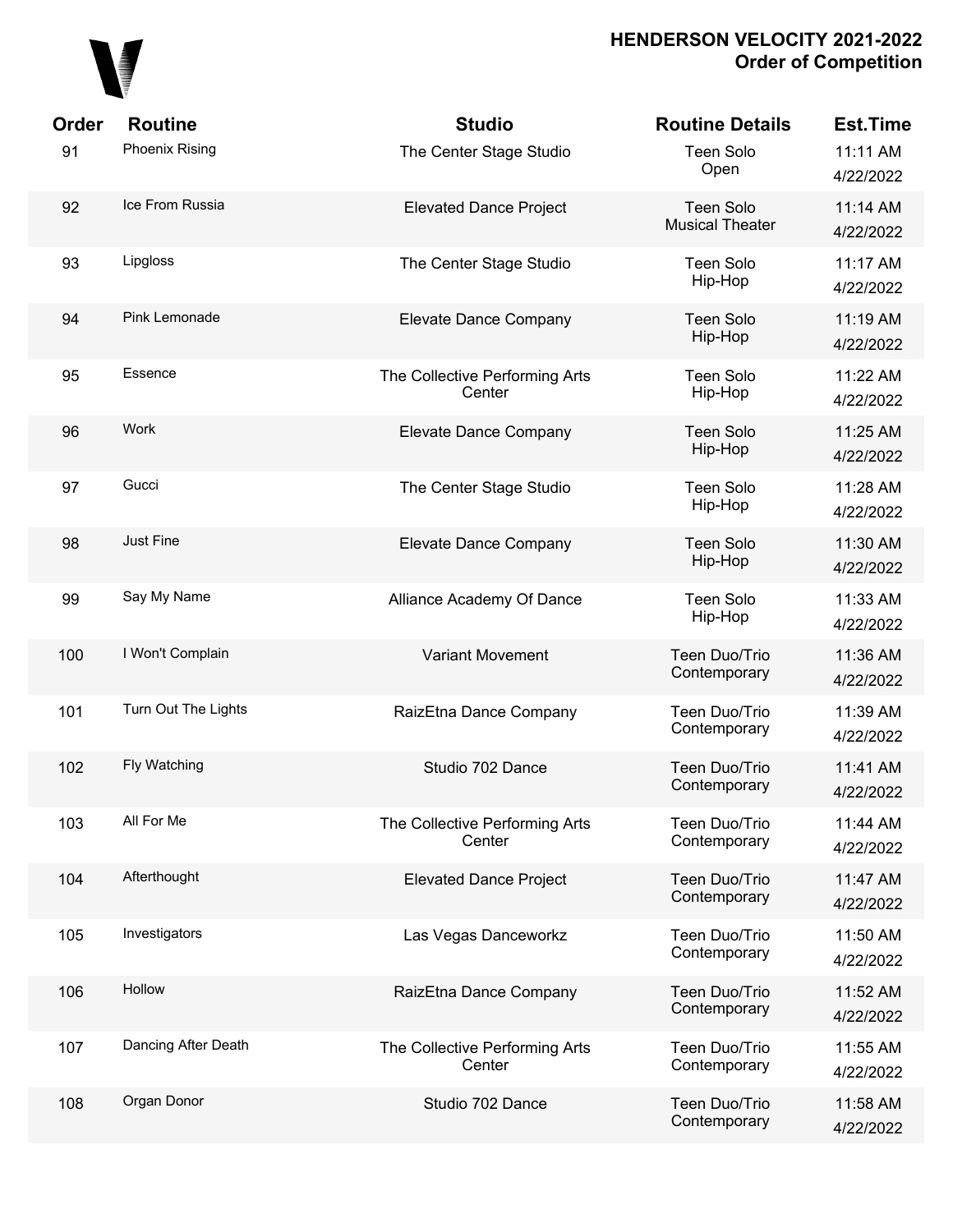# HENDERSON VELOCITY 2021-2022
## Order of Competition

| Order | Routine | Studio | Routine Details | Est.Time |
|---|---|---|---|---|
| 91 | Phoenix Rising | The Center Stage Studio | Teen Solo Open | 11:11 AM 4/22/2022 |
| 92 | Ice From Russia | Elevated Dance Project | Teen Solo Musical Theater | 11:14 AM 4/22/2022 |
| 93 | Lipgloss | The Center Stage Studio | Teen Solo Hip-Hop | 11:17 AM 4/22/2022 |
| 94 | Pink Lemonade | Elevate Dance Company | Teen Solo Hip-Hop | 11:19 AM 4/22/2022 |
| 95 | Essence | The Collective Performing Arts Center | Teen Solo Hip-Hop | 11:22 AM 4/22/2022 |
| 96 | Work | Elevate Dance Company | Teen Solo Hip-Hop | 11:25 AM 4/22/2022 |
| 97 | Gucci | The Center Stage Studio | Teen Solo Hip-Hop | 11:28 AM 4/22/2022 |
| 98 | Just Fine | Elevate Dance Company | Teen Solo Hip-Hop | 11:30 AM 4/22/2022 |
| 99 | Say My Name | Alliance Academy Of Dance | Teen Solo Hip-Hop | 11:33 AM 4/22/2022 |
| 100 | I Won't Complain | Variant Movement | Teen Duo/Trio Contemporary | 11:36 AM 4/22/2022 |
| 101 | Turn Out The Lights | RaizEtna Dance Company | Teen Duo/Trio Contemporary | 11:39 AM 4/22/2022 |
| 102 | Fly Watching | Studio 702 Dance | Teen Duo/Trio Contemporary | 11:41 AM 4/22/2022 |
| 103 | All For Me | The Collective Performing Arts Center | Teen Duo/Trio Contemporary | 11:44 AM 4/22/2022 |
| 104 | Afterthought | Elevated Dance Project | Teen Duo/Trio Contemporary | 11:47 AM 4/22/2022 |
| 105 | Investigators | Las Vegas Danceworkz | Teen Duo/Trio Contemporary | 11:50 AM 4/22/2022 |
| 106 | Hollow | RaizEtna Dance Company | Teen Duo/Trio Contemporary | 11:52 AM 4/22/2022 |
| 107 | Dancing After Death | The Collective Performing Arts Center | Teen Duo/Trio Contemporary | 11:55 AM 4/22/2022 |
| 108 | Organ Donor | Studio 702 Dance | Teen Duo/Trio Contemporary | 11:58 AM 4/22/2022 |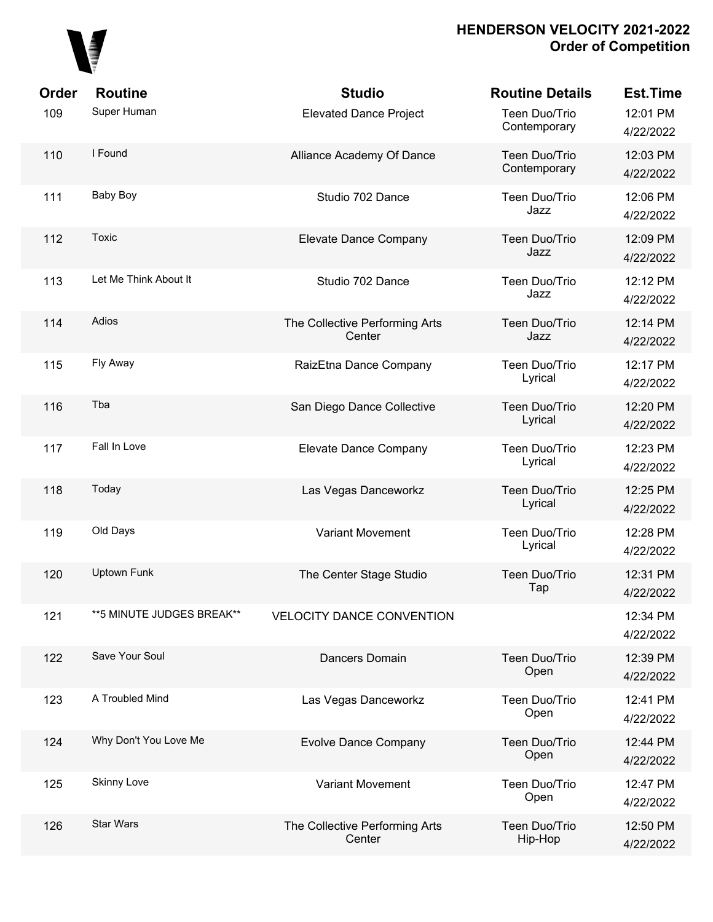# HENDERSON VELOCITY 2021-2022
## Order of Competition

| Order | Routine | Studio | Routine Details | Est.Time |
|---|---|---|---|---|
| 109 | Super Human | Elevated Dance Project | Teen Duo/Trio Contemporary | 12:01 PM 4/22/2022 |
| 110 | I Found | Alliance Academy Of Dance | Teen Duo/Trio Contemporary | 12:03 PM 4/22/2022 |
| 111 | Baby Boy | Studio 702 Dance | Teen Duo/Trio Jazz | 12:06 PM 4/22/2022 |
| 112 | Toxic | Elevate Dance Company | Teen Duo/Trio Jazz | 12:09 PM 4/22/2022 |
| 113 | Let Me Think About It | Studio 702 Dance | Teen Duo/Trio Jazz | 12:12 PM 4/22/2022 |
| 114 | Adios | The Collective Performing Arts Center | Teen Duo/Trio Jazz | 12:14 PM 4/22/2022 |
| 115 | Fly Away | RaizEtna Dance Company | Teen Duo/Trio Lyrical | 12:17 PM 4/22/2022 |
| 116 | Tba | San Diego Dance Collective | Teen Duo/Trio Lyrical | 12:20 PM 4/22/2022 |
| 117 | Fall In Love | Elevate Dance Company | Teen Duo/Trio Lyrical | 12:23 PM 4/22/2022 |
| 118 | Today | Las Vegas Danceworkz | Teen Duo/Trio Lyrical | 12:25 PM 4/22/2022 |
| 119 | Old Days | Variant Movement | Teen Duo/Trio Lyrical | 12:28 PM 4/22/2022 |
| 120 | Uptown Funk | The Center Stage Studio | Teen Duo/Trio Tap | 12:31 PM 4/22/2022 |
| 121 | **5 MINUTE JUDGES BREAK** | VELOCITY DANCE CONVENTION | | 12:34 PM 4/22/2022 |
| 122 | Save Your Soul | Dancers Domain | Teen Duo/Trio Open | 12:39 PM 4/22/2022 |
| 123 | A Troubled Mind | Las Vegas Danceworkz | Teen Duo/Trio Open | 12:41 PM 4/22/2022 |
| 124 | Why Don't You Love Me | Evolve Dance Company | Teen Duo/Trio Open | 12:44 PM 4/22/2022 |
| 125 | Skinny Love | Variant Movement | Teen Duo/Trio Open | 12:47 PM 4/22/2022 |
| 126 | Star Wars | The Collective Performing Arts Center | Teen Duo/Trio Hip-Hop | 12:50 PM 4/22/2022 |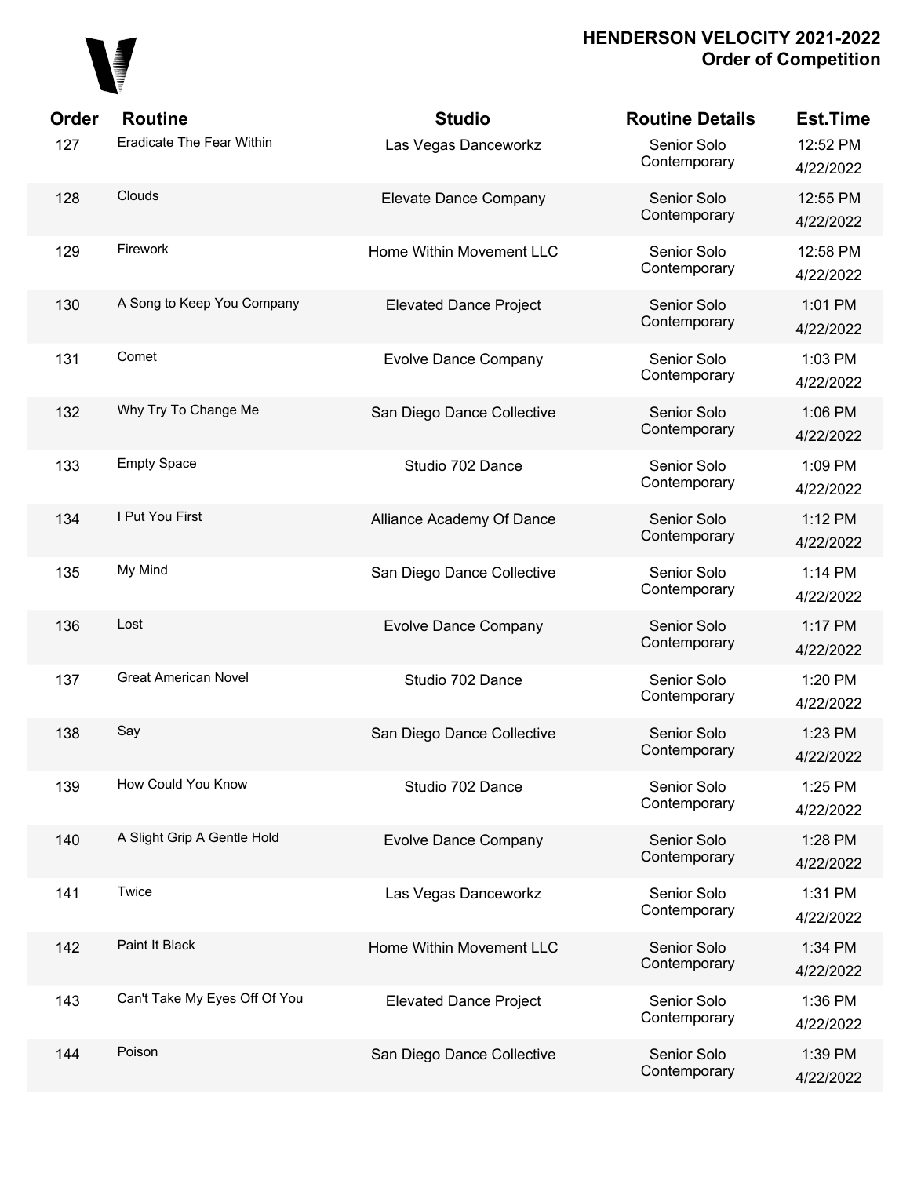| Order | Routine | Studio | Routine Details | Est.Time |
|---|---|---|---|---|
| 127 | Eradicate The Fear Within | Las Vegas Danceworkz | Senior Solo Contemporary | 12:52 PM 4/22/2022 |
| 128 | Clouds | Elevate Dance Company | Senior Solo Contemporary | 12:55 PM 4/22/2022 |
| 129 | Firework | Home Within Movement LLC | Senior Solo Contemporary | 12:58 PM 4/22/2022 |
| 130 | A Song to Keep You Company | Elevated Dance Project | Senior Solo Contemporary | 1:01 PM 4/22/2022 |
| 131 | Comet | Evolve Dance Company | Senior Solo Contemporary | 1:03 PM 4/22/2022 |
| 132 | Why Try To Change Me | San Diego Dance Collective | Senior Solo Contemporary | 1:06 PM 4/22/2022 |
| 133 | Empty Space | Studio 702 Dance | Senior Solo Contemporary | 1:09 PM 4/22/2022 |
| 134 | I Put You First | Alliance Academy Of Dance | Senior Solo Contemporary | 1:12 PM 4/22/2022 |
| 135 | My Mind | San Diego Dance Collective | Senior Solo Contemporary | 1:14 PM 4/22/2022 |
| 136 | Lost | Evolve Dance Company | Senior Solo Contemporary | 1:17 PM 4/22/2022 |
| 137 | Great American Novel | Studio 702 Dance | Senior Solo Contemporary | 1:20 PM 4/22/2022 |
| 138 | Say | San Diego Dance Collective | Senior Solo Contemporary | 1:23 PM 4/22/2022 |
| 139 | How Could You Know | Studio 702 Dance | Senior Solo Contemporary | 1:25 PM 4/22/2022 |
| 140 | A Slight Grip A Gentle Hold | Evolve Dance Company | Senior Solo Contemporary | 1:28 PM 4/22/2022 |
| 141 | Twice | Las Vegas Danceworkz | Senior Solo Contemporary | 1:31 PM 4/22/2022 |
| 142 | Paint It Black | Home Within Movement LLC | Senior Solo Contemporary | 1:34 PM 4/22/2022 |
| 143 | Can't Take My Eyes Off Of You | Elevated Dance Project | Senior Solo Contemporary | 1:36 PM 4/22/2022 |
| 144 | Poison | San Diego Dance Collective | Senior Solo Contemporary | 1:39 PM 4/22/2022 |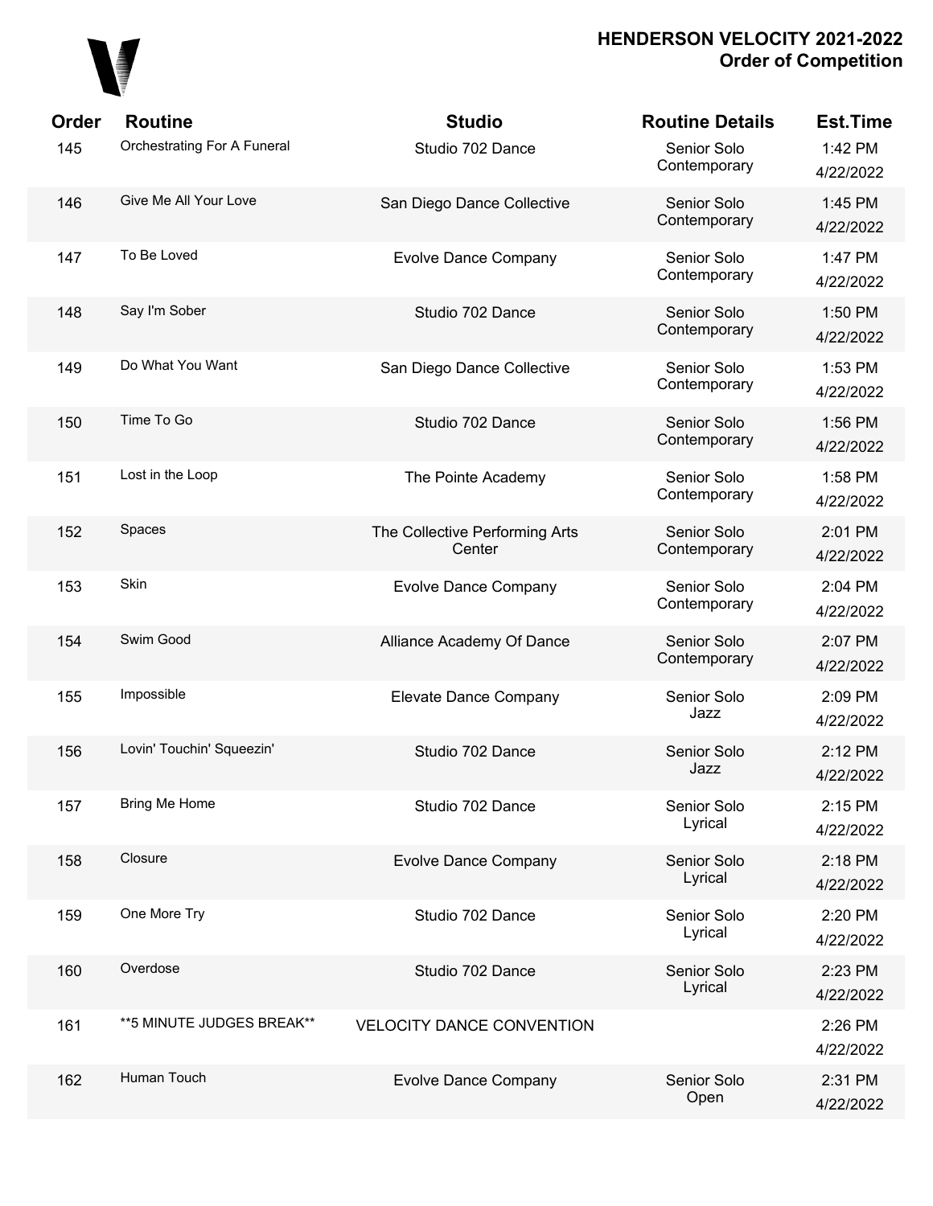# HENDERSON VELOCITY 2021-2022
## Order of Competition

| Order | Routine | Studio | Routine Details | Est.Time |
|---|---|---|---|---|
| 145 | Orchestrating For A Funeral | Studio 702 Dance | Senior Solo Contemporary | 1:42 PM 4/22/2022 |
| 146 | Give Me All Your Love | San Diego Dance Collective | Senior Solo Contemporary | 1:45 PM 4/22/2022 |
| 147 | To Be Loved | Evolve Dance Company | Senior Solo Contemporary | 1:47 PM 4/22/2022 |
| 148 | Say I'm Sober | Studio 702 Dance | Senior Solo Contemporary | 1:50 PM 4/22/2022 |
| 149 | Do What You Want | San Diego Dance Collective | Senior Solo Contemporary | 1:53 PM 4/22/2022 |
| 150 | Time To Go | Studio 702 Dance | Senior Solo Contemporary | 1:56 PM 4/22/2022 |
| 151 | Lost in the Loop | The Pointe Academy | Senior Solo Contemporary | 1:58 PM 4/22/2022 |
| 152 | Spaces | The Collective Performing Arts Center | Senior Solo Contemporary | 2:01 PM 4/22/2022 |
| 153 | Skin | Evolve Dance Company | Senior Solo Contemporary | 2:04 PM 4/22/2022 |
| 154 | Swim Good | Alliance Academy Of Dance | Senior Solo Contemporary | 2:07 PM 4/22/2022 |
| 155 | Impossible | Elevate Dance Company | Senior Solo Jazz | 2:09 PM 4/22/2022 |
| 156 | Lovin' Touchin' Squeezin' | Studio 702 Dance | Senior Solo Jazz | 2:12 PM 4/22/2022 |
| 157 | Bring Me Home | Studio 702 Dance | Senior Solo Lyrical | 2:15 PM 4/22/2022 |
| 158 | Closure | Evolve Dance Company | Senior Solo Lyrical | 2:18 PM 4/22/2022 |
| 159 | One More Try | Studio 702 Dance | Senior Solo Lyrical | 2:20 PM 4/22/2022 |
| 160 | Overdose | Studio 702 Dance | Senior Solo Lyrical | 2:23 PM 4/22/2022 |
| 161 | **5 MINUTE JUDGES BREAK** | VELOCITY DANCE CONVENTION | | 2:26 PM 4/22/2022 |
| 162 | Human Touch | Evolve Dance Company | Senior Solo Open | 2:31 PM 4/22/2022 |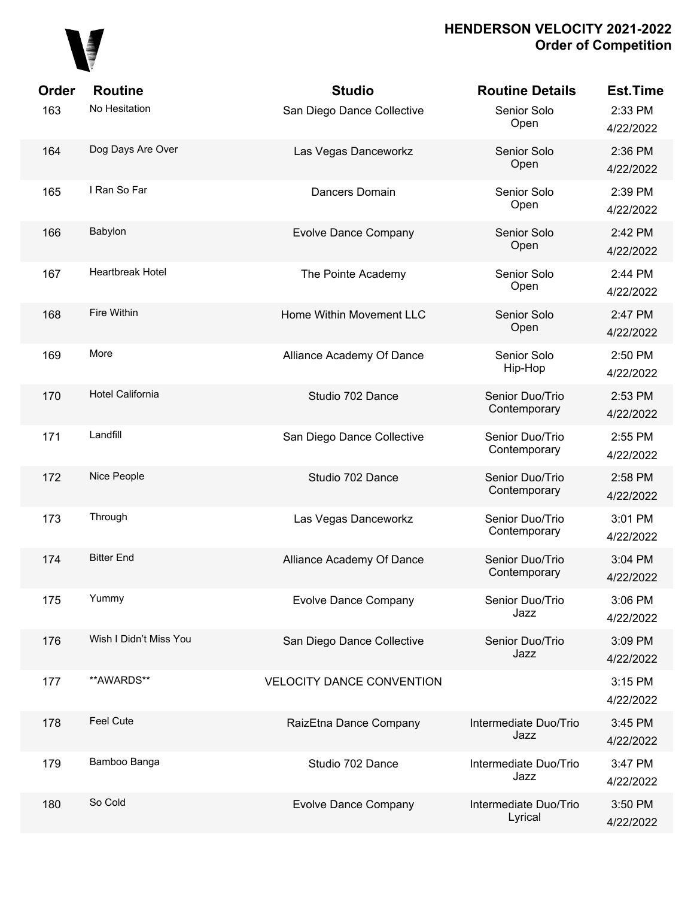# HENDERSON VELOCITY 2021-2022
## Order of Competition

| Order | Routine | Studio | Routine Details | Est.Time |
|---|---|---|---|---|
| 163 | No Hesitation | San Diego Dance Collective | Senior Solo Open | 2:33 PM 4/22/2022 |
| 164 | Dog Days Are Over | Las Vegas Danceworkz | Senior Solo Open | 2:36 PM 4/22/2022 |
| 165 | I Ran So Far | Dancers Domain | Senior Solo Open | 2:39 PM 4/22/2022 |
| 166 | Babylon | Evolve Dance Company | Senior Solo Open | 2:42 PM 4/22/2022 |
| 167 | Heartbreak Hotel | The Pointe Academy | Senior Solo Open | 2:44 PM 4/22/2022 |
| 168 | Fire Within | Home Within Movement LLC | Senior Solo Open | 2:47 PM 4/22/2022 |
| 169 | More | Alliance Academy Of Dance | Senior Solo Hip-Hop | 2:50 PM 4/22/2022 |
| 170 | Hotel California | Studio 702 Dance | Senior Duo/Trio Contemporary | 2:53 PM 4/22/2022 |
| 171 | Landfill | San Diego Dance Collective | Senior Duo/Trio Contemporary | 2:55 PM 4/22/2022 |
| 172 | Nice People | Studio 702 Dance | Senior Duo/Trio Contemporary | 2:58 PM 4/22/2022 |
| 173 | Through | Las Vegas Danceworkz | Senior Duo/Trio Contemporary | 3:01 PM 4/22/2022 |
| 174 | Bitter End | Alliance Academy Of Dance | Senior Duo/Trio Contemporary | 3:04 PM 4/22/2022 |
| 175 | Yummy | Evolve Dance Company | Senior Duo/Trio Jazz | 3:06 PM 4/22/2022 |
| 176 | Wish I Didn't Miss You | San Diego Dance Collective | Senior Duo/Trio Jazz | 3:09 PM 4/22/2022 |
| 177 | **AWARDS** | VELOCITY DANCE CONVENTION | | 3:15 PM 4/22/2022 |
| 178 | Feel Cute | RaizEtna Dance Company | Intermediate Duo/Trio Jazz | 3:45 PM 4/22/2022 |
| 179 | Bamboo Banga | Studio 702 Dance | Intermediate Duo/Trio Jazz | 3:47 PM 4/22/2022 |
| 180 | So Cold | Evolve Dance Company | Intermediate Duo/Trio Lyrical | 3:50 PM 4/22/2022 |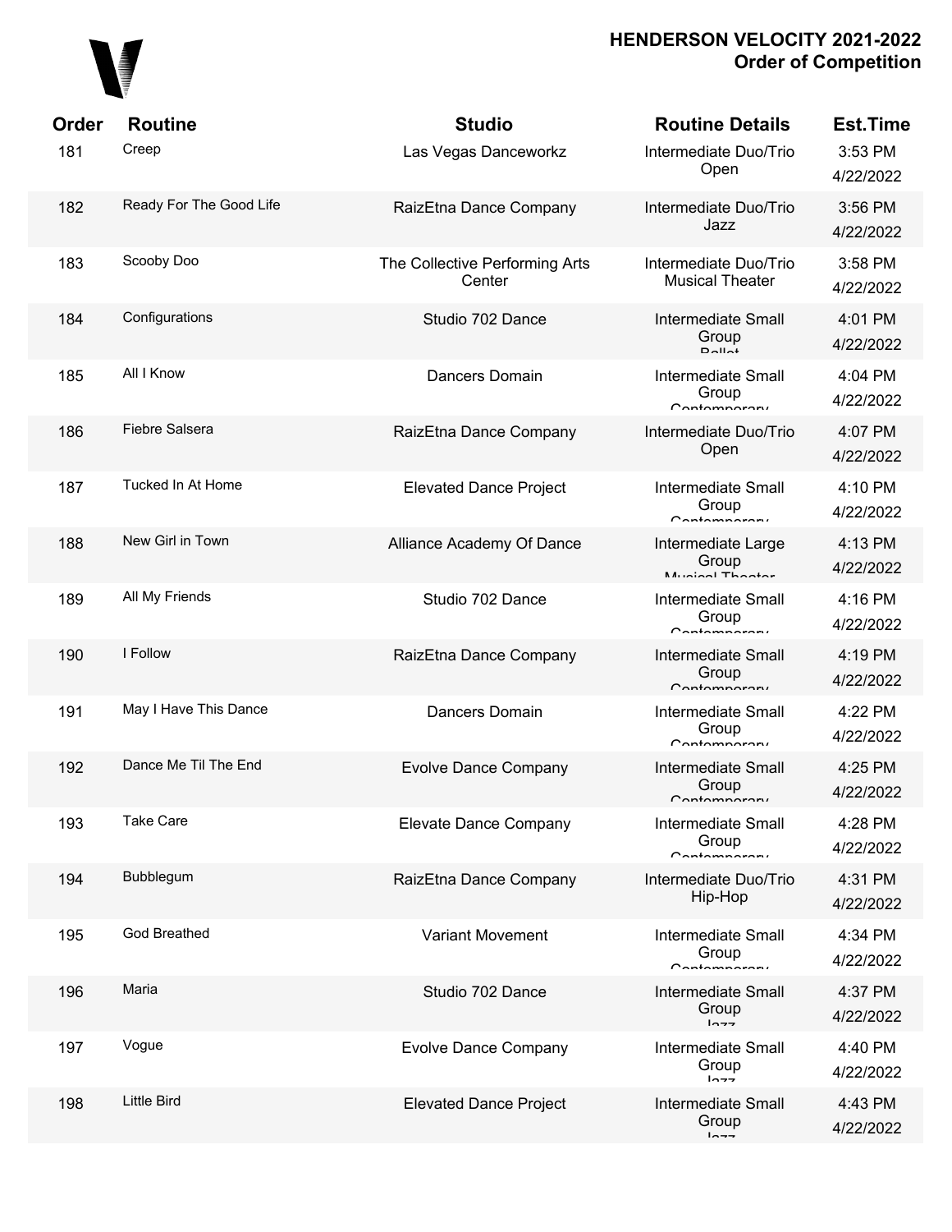# HENDERSON VELOCITY 2021-2022
## Order of Competition

| Order | Routine | Studio | Routine Details | Est.Time |
|---|---|---|---|---|
| 181 | Creep | Las Vegas Danceworkz | Intermediate Duo/Trio Open | 3:53 PM 4/22/2022 |
| 182 | Ready For The Good Life | RaizEtna Dance Company | Intermediate Duo/Trio Jazz | 3:56 PM 4/22/2022 |
| 183 | Scooby Doo | The Collective Performing Arts Center | Intermediate Duo/Trio Musical Theater | 3:58 PM 4/22/2022 |
| 184 | Configurations | Studio 702 Dance | Intermediate Small Group Ballet | 4:01 PM 4/22/2022 |
| 185 | All I Know | Dancers Domain | Intermediate Small Group Contemporary | 4:04 PM 4/22/2022 |
| 186 | Fiebre Salsera | RaizEtna Dance Company | Intermediate Duo/Trio Open | 4:07 PM 4/22/2022 |
| 187 | Tucked In At Home | Elevated Dance Project | Intermediate Small Group Contemporary | 4:10 PM 4/22/2022 |
| 188 | New Girl in Town | Alliance Academy Of Dance | Intermediate Large Group Musical Theater | 4:13 PM 4/22/2022 |
| 189 | All My Friends | Studio 702 Dance | Intermediate Small Group Contemporary | 4:16 PM 4/22/2022 |
| 190 | I Follow | RaizEtna Dance Company | Intermediate Small Group Contemporary | 4:19 PM 4/22/2022 |
| 191 | May I Have This Dance | Dancers Domain | Intermediate Small Group Contemporary | 4:22 PM 4/22/2022 |
| 192 | Dance Me Til The End | Evolve Dance Company | Intermediate Small Group Contemporary | 4:25 PM 4/22/2022 |
| 193 | Take Care | Elevate Dance Company | Intermediate Small Group Contemporary | 4:28 PM 4/22/2022 |
| 194 | Bubblegum | RaizEtna Dance Company | Intermediate Duo/Trio Hip-Hop | 4:31 PM 4/22/2022 |
| 195 | God Breathed | Variant Movement | Intermediate Small Group Contemporary | 4:34 PM 4/22/2022 |
| 196 | Maria | Studio 702 Dance | Intermediate Small Group Jazz | 4:37 PM 4/22/2022 |
| 197 | Vogue | Evolve Dance Company | Intermediate Small Group Jazz | 4:40 PM 4/22/2022 |
| 198 | Little Bird | Elevated Dance Project | Intermediate Small Group Jazz | 4:43 PM 4/22/2022 |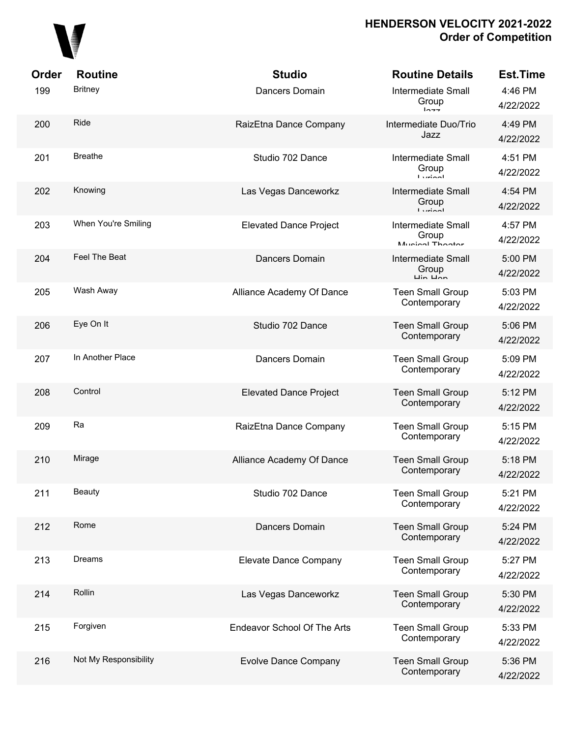# HENDERSON VELOCITY 2021-2022
## Order of Competition

| Order | Routine | Studio | Routine Details | Est.Time |
|---|---|---|---|---|
| 199 | Britney | Dancers Domain | Intermediate Small Group Jazz | 4:46 PM 4/22/2022 |
| 200 | Ride | RaizEtna Dance Company | Intermediate Duo/Trio Jazz | 4:49 PM 4/22/2022 |
| 201 | Breathe | Studio 702 Dance | Intermediate Small Group Lyrical | 4:51 PM 4/22/2022 |
| 202 | Knowing | Las Vegas Danceworkz | Intermediate Small Group Lyrical | 4:54 PM 4/22/2022 |
| 203 | When You're Smiling | Elevated Dance Project | Intermediate Small Group Musical Theater | 4:57 PM 4/22/2022 |
| 204 | Feel The Beat | Dancers Domain | Intermediate Small Group Hip Hop | 5:00 PM 4/22/2022 |
| 205 | Wash Away | Alliance Academy Of Dance | Teen Small Group Contemporary | 5:03 PM 4/22/2022 |
| 206 | Eye On It | Studio 702 Dance | Teen Small Group Contemporary | 5:06 PM 4/22/2022 |
| 207 | In Another Place | Dancers Domain | Teen Small Group Contemporary | 5:09 PM 4/22/2022 |
| 208 | Control | Elevated Dance Project | Teen Small Group Contemporary | 5:12 PM 4/22/2022 |
| 209 | Ra | RaizEtna Dance Company | Teen Small Group Contemporary | 5:15 PM 4/22/2022 |
| 210 | Mirage | Alliance Academy Of Dance | Teen Small Group Contemporary | 5:18 PM 4/22/2022 |
| 211 | Beauty | Studio 702 Dance | Teen Small Group Contemporary | 5:21 PM 4/22/2022 |
| 212 | Rome | Dancers Domain | Teen Small Group Contemporary | 5:24 PM 4/22/2022 |
| 213 | Dreams | Elevate Dance Company | Teen Small Group Contemporary | 5:27 PM 4/22/2022 |
| 214 | Rollin | Las Vegas Danceworkz | Teen Small Group Contemporary | 5:30 PM 4/22/2022 |
| 215 | Forgiven | Endeavor School Of The Arts | Teen Small Group Contemporary | 5:33 PM 4/22/2022 |
| 216 | Not My Responsibility | Evolve Dance Company | Teen Small Group Contemporary | 5:36 PM 4/22/2022 |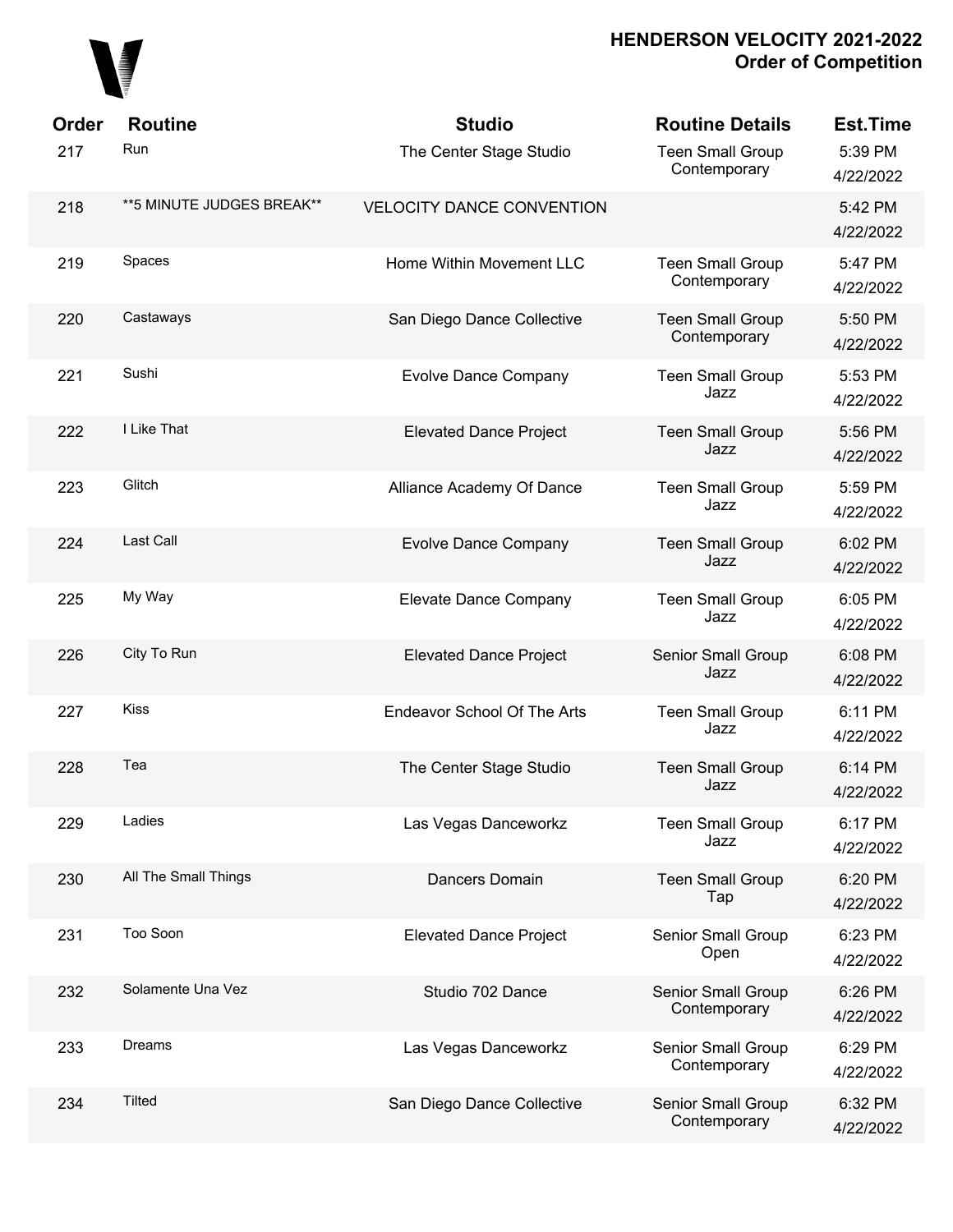# HENDERSON VELOCITY 2021-2022
## Order of Competition

| Order | Routine | Studio | Routine Details | Est.Time |
|---|---|---|---|---|
| 217 | Run | The Center Stage Studio | Teen Small Group Contemporary | 5:39 PM 4/22/2022 |
| 218 | **5 MINUTE JUDGES BREAK** | VELOCITY DANCE CONVENTION | | 5:42 PM 4/22/2022 |
| 219 | Spaces | Home Within Movement LLC | Teen Small Group Contemporary | 5:47 PM 4/22/2022 |
| 220 | Castaways | San Diego Dance Collective | Teen Small Group Contemporary | 5:50 PM 4/22/2022 |
| 221 | Sushi | Evolve Dance Company | Teen Small Group Jazz | 5:53 PM 4/22/2022 |
| 222 | I Like That | Elevated Dance Project | Teen Small Group Jazz | 5:56 PM 4/22/2022 |
| 223 | Glitch | Alliance Academy Of Dance | Teen Small Group Jazz | 5:59 PM 4/22/2022 |
| 224 | Last Call | Evolve Dance Company | Teen Small Group Jazz | 6:02 PM 4/22/2022 |
| 225 | My Way | Elevate Dance Company | Teen Small Group Jazz | 6:05 PM 4/22/2022 |
| 226 | City To Run | Elevated Dance Project | Senior Small Group Jazz | 6:08 PM 4/22/2022 |
| 227 | Kiss | Endeavor School Of The Arts | Teen Small Group Jazz | 6:11 PM 4/22/2022 |
| 228 | Tea | The Center Stage Studio | Teen Small Group Jazz | 6:14 PM 4/22/2022 |
| 229 | Ladies | Las Vegas Danceworkz | Teen Small Group Jazz | 6:17 PM 4/22/2022 |
| 230 | All The Small Things | Dancers Domain | Teen Small Group Tap | 6:20 PM 4/22/2022 |
| 231 | Too Soon | Elevated Dance Project | Senior Small Group Open | 6:23 PM 4/22/2022 |
| 232 | Solamente Una Vez | Studio 702 Dance | Senior Small Group Contemporary | 6:26 PM 4/22/2022 |
| 233 | Dreams | Las Vegas Danceworkz | Senior Small Group Contemporary | 6:29 PM 4/22/2022 |
| 234 | Tilted | San Diego Dance Collective | Senior Small Group Contemporary | 6:32 PM 4/22/2022 |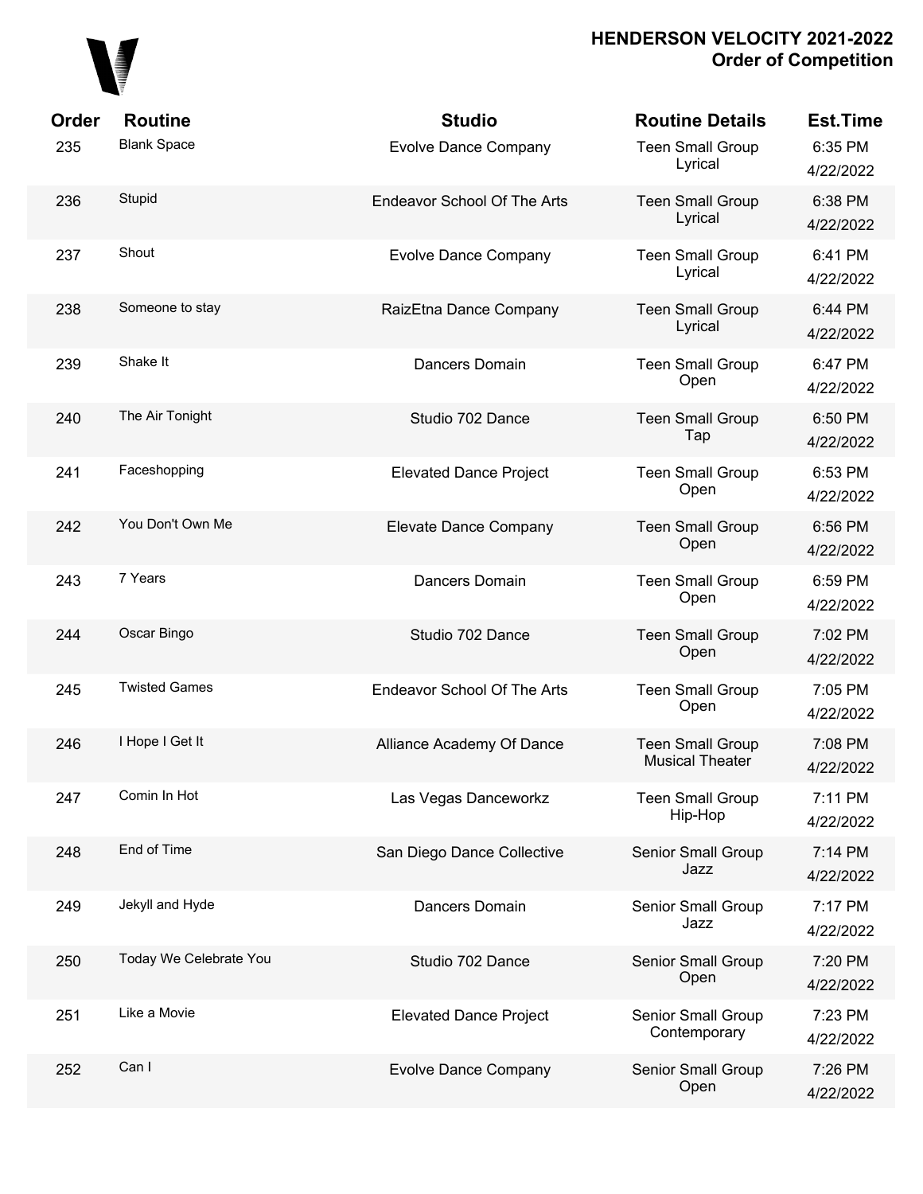| Order | Routine | Studio | Routine Details | Est.Time |
|---|---|---|---|---|
| 235 | Blank Space | Evolve Dance Company | Teen Small Group Lyrical | 6:35 PM 4/22/2022 |
| 236 | Stupid | Endeavor School Of The Arts | Teen Small Group Lyrical | 6:38 PM 4/22/2022 |
| 237 | Shout | Evolve Dance Company | Teen Small Group Lyrical | 6:41 PM 4/22/2022 |
| 238 | Someone to stay | RaizEtna Dance Company | Teen Small Group Lyrical | 6:44 PM 4/22/2022 |
| 239 | Shake It | Dancers Domain | Teen Small Group Open | 6:47 PM 4/22/2022 |
| 240 | The Air Tonight | Studio 702 Dance | Teen Small Group Tap | 6:50 PM 4/22/2022 |
| 241 | Faceshopping | Elevated Dance Project | Teen Small Group Open | 6:53 PM 4/22/2022 |
| 242 | You Don't Own Me | Elevate Dance Company | Teen Small Group Open | 6:56 PM 4/22/2022 |
| 243 | 7 Years | Dancers Domain | Teen Small Group Open | 6:59 PM 4/22/2022 |
| 244 | Oscar Bingo | Studio 702 Dance | Teen Small Group Open | 7:02 PM 4/22/2022 |
| 245 | Twisted Games | Endeavor School Of The Arts | Teen Small Group Open | 7:05 PM 4/22/2022 |
| 246 | I Hope I Get It | Alliance Academy Of Dance | Teen Small Group Musical Theater | 7:08 PM 4/22/2022 |
| 247 | Comin In Hot | Las Vegas Danceworkz | Teen Small Group Hip-Hop | 7:11 PM 4/22/2022 |
| 248 | End of Time | San Diego Dance Collective | Senior Small Group Jazz | 7:14 PM 4/22/2022 |
| 249 | Jekyll and Hyde | Dancers Domain | Senior Small Group Jazz | 7:17 PM 4/22/2022 |
| 250 | Today We Celebrate You | Studio 702 Dance | Senior Small Group Open | 7:20 PM 4/22/2022 |
| 251 | Like a Movie | Elevated Dance Project | Senior Small Group Contemporary | 7:23 PM 4/22/2022 |
| 252 | Can I | Evolve Dance Company | Senior Small Group Open | 7:26 PM 4/22/2022 |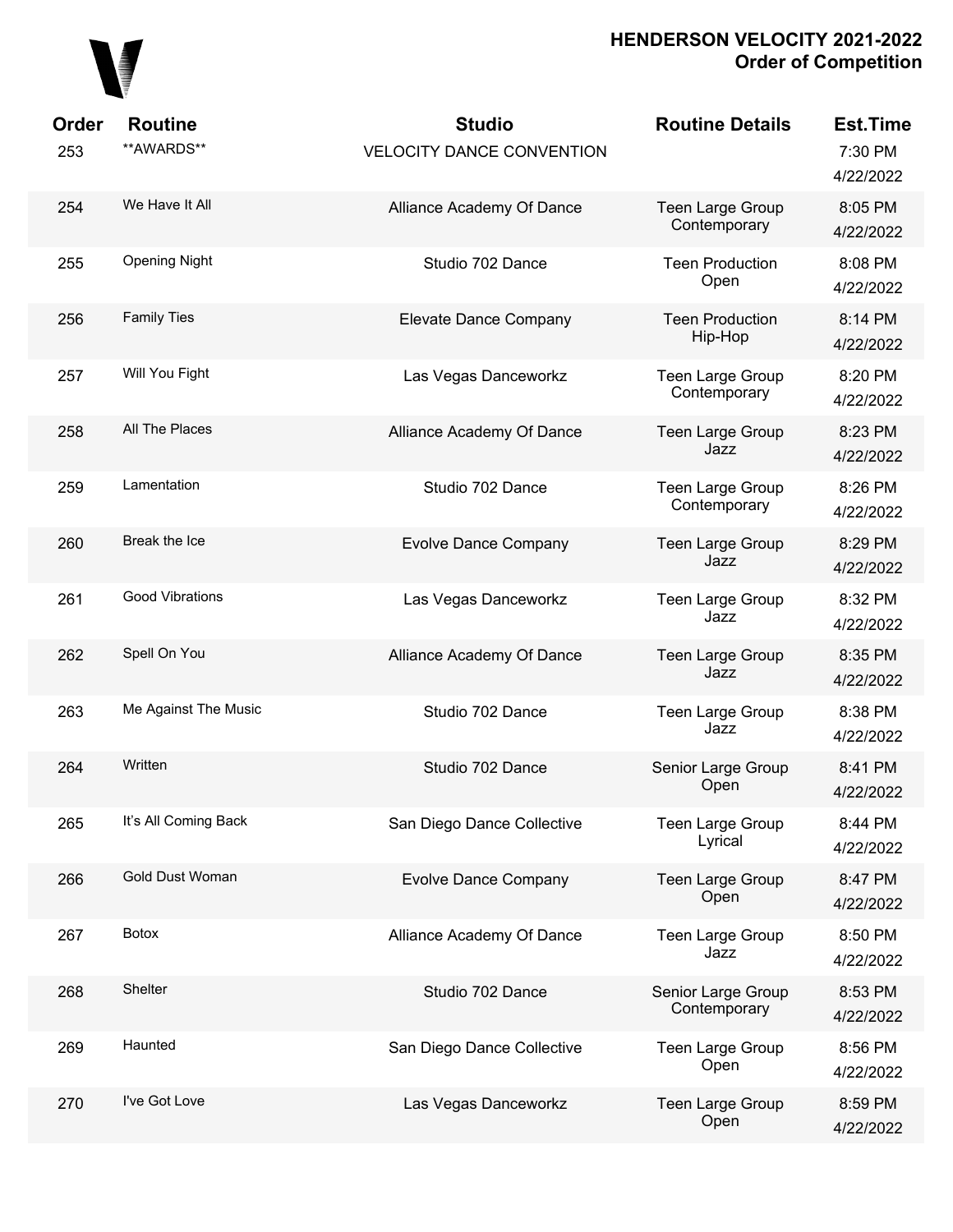# HENDERSON VELOCITY 2021-2022
## Order of Competition

| Order | Routine | Studio | Routine Details | Est.Time |
|---|---|---|---|---|
| 253 | **AWARDS** | VELOCITY DANCE CONVENTION | | 7:30 PM 4/22/2022 |
| 254 | We Have It All | Alliance Academy Of Dance | Teen Large Group Contemporary | 8:05 PM 4/22/2022 |
| 255 | Opening Night | Studio 702 Dance | Teen Production Open | 8:08 PM 4/22/2022 |
| 256 | Family Ties | Elevate Dance Company | Teen Production Hip-Hop | 8:14 PM 4/22/2022 |
| 257 | Will You Fight | Las Vegas Danceworkz | Teen Large Group Contemporary | 8:20 PM 4/22/2022 |
| 258 | All The Places | Alliance Academy Of Dance | Teen Large Group Jazz | 8:23 PM 4/22/2022 |
| 259 | Lamentation | Studio 702 Dance | Teen Large Group Contemporary | 8:26 PM 4/22/2022 |
| 260 | Break the Ice | Evolve Dance Company | Teen Large Group Jazz | 8:29 PM 4/22/2022 |
| 261 | Good Vibrations | Las Vegas Danceworkz | Teen Large Group Jazz | 8:32 PM 4/22/2022 |
| 262 | Spell On You | Alliance Academy Of Dance | Teen Large Group Jazz | 8:35 PM 4/22/2022 |
| 263 | Me Against The Music | Studio 702 Dance | Teen Large Group Jazz | 8:38 PM 4/22/2022 |
| 264 | Written | Studio 702 Dance | Senior Large Group Open | 8:41 PM 4/22/2022 |
| 265 | It's All Coming Back | San Diego Dance Collective | Teen Large Group Lyrical | 8:44 PM 4/22/2022 |
| 266 | Gold Dust Woman | Evolve Dance Company | Teen Large Group Open | 8:47 PM 4/22/2022 |
| 267 | Botox | Alliance Academy Of Dance | Teen Large Group Jazz | 8:50 PM 4/22/2022 |
| 268 | Shelter | Studio 702 Dance | Senior Large Group Contemporary | 8:53 PM 4/22/2022 |
| 269 | Haunted | San Diego Dance Collective | Teen Large Group Open | 8:56 PM 4/22/2022 |
| 270 | I've Got Love | Las Vegas Danceworkz | Teen Large Group Open | 8:59 PM 4/22/2022 |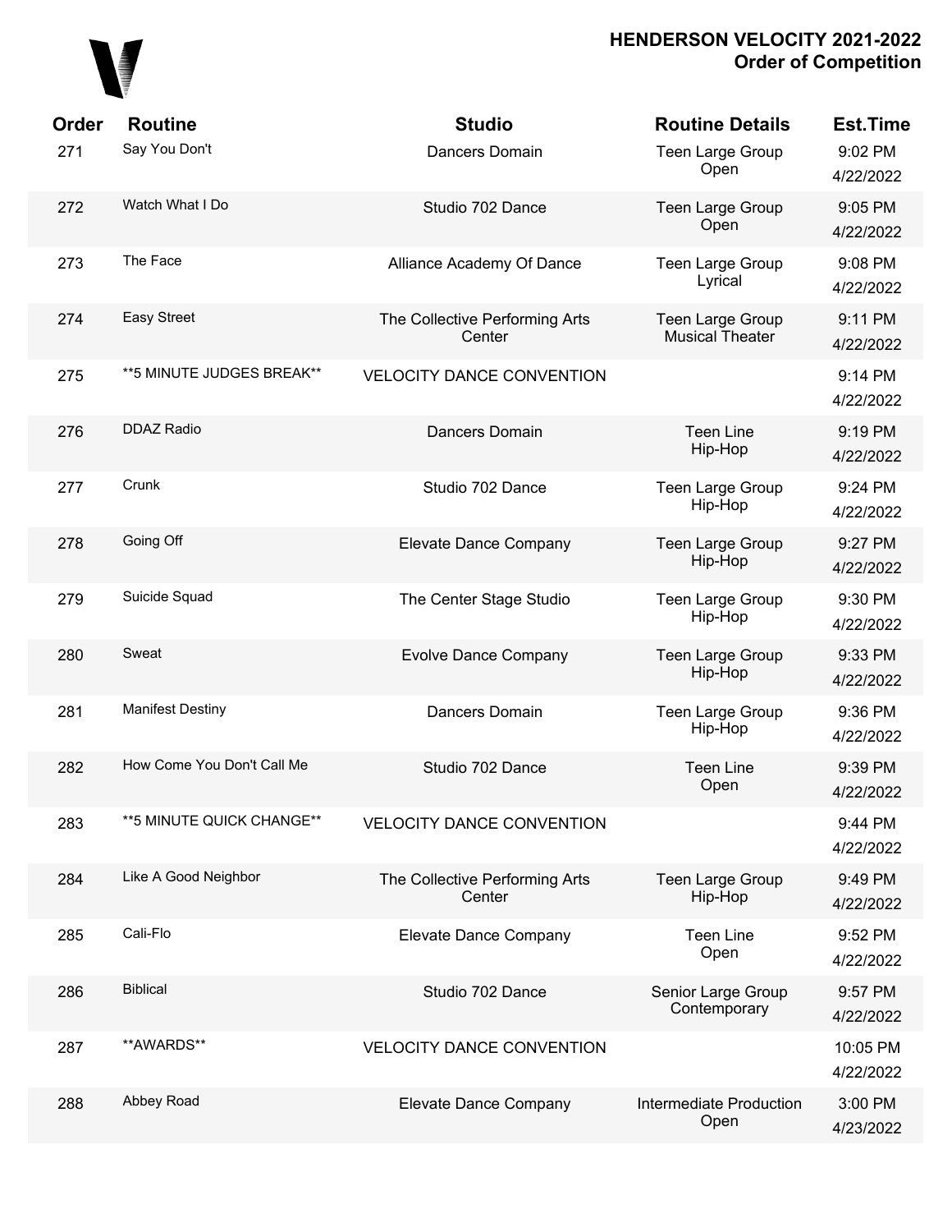| Order | Routine | Studio | Routine Details | Est.Time |
|---|---|---|---|---|
| 271 | Say You Don't | Dancers Domain | Teen Large Group Open | 9:02 PM 4/22/2022 |
| 272 | Watch What I Do | Studio 702 Dance | Teen Large Group Open | 9:05 PM 4/22/2022 |
| 273 | The Face | Alliance Academy Of Dance | Teen Large Group Lyrical | 9:08 PM 4/22/2022 |
| 274 | Easy Street | The Collective Performing Arts Center | Teen Large Group Musical Theater | 9:11 PM 4/22/2022 |
| 275 | **5 MINUTE JUDGES BREAK** | VELOCITY DANCE CONVENTION | | 9:14 PM 4/22/2022 |
| 276 | DDAZ Radio | Dancers Domain | Teen Line Hip-Hop | 9:19 PM 4/22/2022 |
| 277 | Crunk | Studio 702 Dance | Teen Large Group Hip-Hop | 9:24 PM 4/22/2022 |
| 278 | Going Off | Elevate Dance Company | Teen Large Group Hip-Hop | 9:27 PM 4/22/2022 |
| 279 | Suicide Squad | The Center Stage Studio | Teen Large Group Hip-Hop | 9:30 PM 4/22/2022 |
| 280 | Sweat | Evolve Dance Company | Teen Large Group Hip-Hop | 9:33 PM 4/22/2022 |
| 281 | Manifest Destiny | Dancers Domain | Teen Large Group Hip-Hop | 9:36 PM 4/22/2022 |
| 282 | How Come You Don't Call Me | Studio 702 Dance | Teen Line Open | 9:39 PM 4/22/2022 |
| 283 | **5 MINUTE QUICK CHANGE** | VELOCITY DANCE CONVENTION | | 9:44 PM 4/22/2022 |
| 284 | Like A Good Neighbor | The Collective Performing Arts Center | Teen Large Group Hip-Hop | 9:49 PM 4/22/2022 |
| 285 | Cali-Flo | Elevate Dance Company | Teen Line Open | 9:52 PM 4/22/2022 |
| 286 | Biblical | Studio 702 Dance | Senior Large Group Contemporary | 9:57 PM 4/22/2022 |
| 287 | **AWARDS** | VELOCITY DANCE CONVENTION | | 10:05 PM 4/22/2022 |
| 288 | Abbey Road | Elevate Dance Company | Intermediate Production Open | 3:00 PM 4/23/2022 |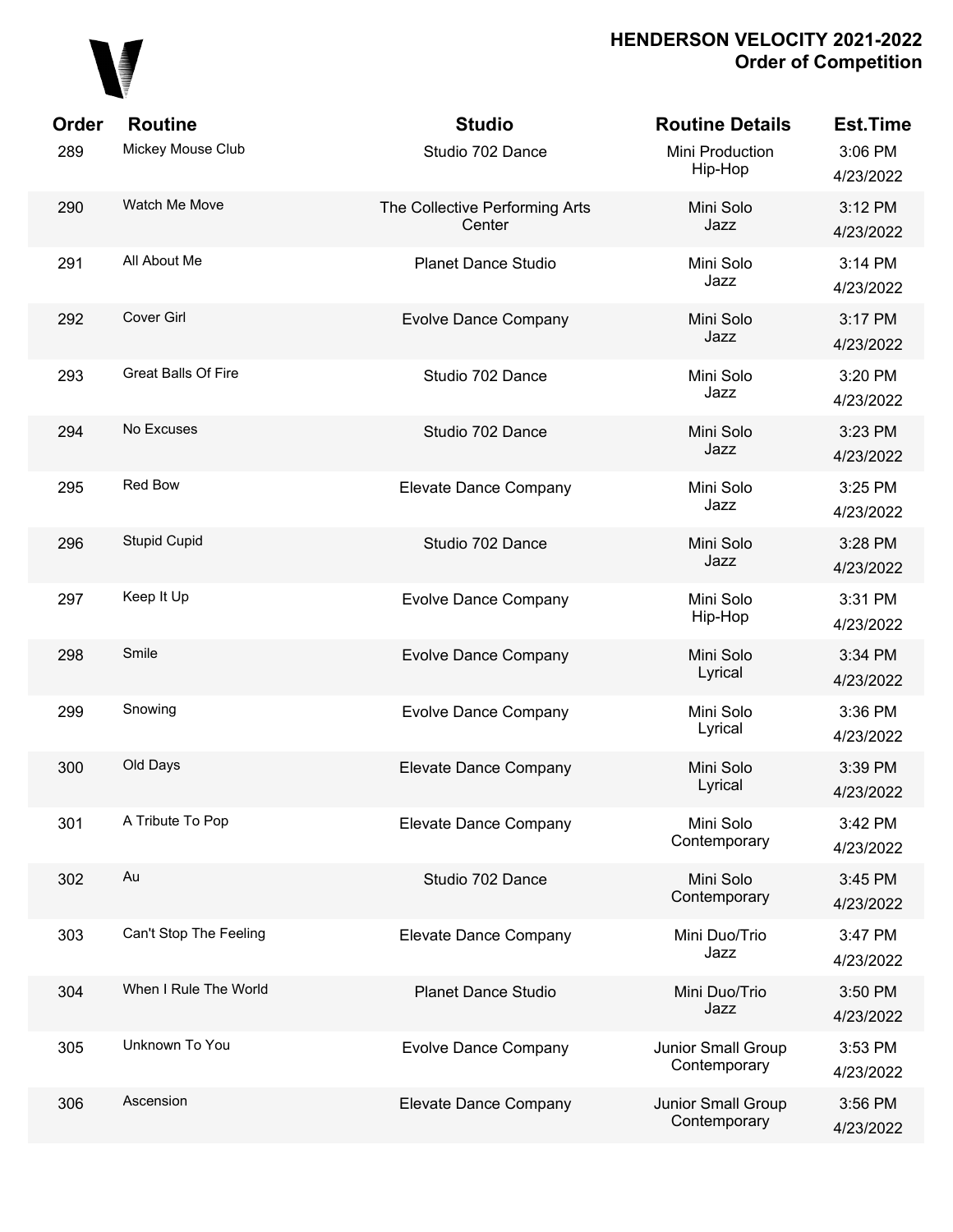# HENDERSON VELOCITY 2021-2022
## Order of Competition

| Order | Routine | Studio | Routine Details | Est.Time |
|---|---|---|---|---|
| 289 | Mickey Mouse Club | Studio 702 Dance | Mini Production Hip-Hop | 3:06 PM 4/23/2022 |
| 290 | Watch Me Move | The Collective Performing Arts Center | Mini Solo Jazz | 3:12 PM 4/23/2022 |
| 291 | All About Me | Planet Dance Studio | Mini Solo Jazz | 3:14 PM 4/23/2022 |
| 292 | Cover Girl | Evolve Dance Company | Mini Solo Jazz | 3:17 PM 4/23/2022 |
| 293 | Great Balls Of Fire | Studio 702 Dance | Mini Solo Jazz | 3:20 PM 4/23/2022 |
| 294 | No Excuses | Studio 702 Dance | Mini Solo Jazz | 3:23 PM 4/23/2022 |
| 295 | Red Bow | Elevate Dance Company | Mini Solo Jazz | 3:25 PM 4/23/2022 |
| 296 | Stupid Cupid | Studio 702 Dance | Mini Solo Jazz | 3:28 PM 4/23/2022 |
| 297 | Keep It Up | Evolve Dance Company | Mini Solo Hip-Hop | 3:31 PM 4/23/2022 |
| 298 | Smile | Evolve Dance Company | Mini Solo Lyrical | 3:34 PM 4/23/2022 |
| 299 | Snowing | Evolve Dance Company | Mini Solo Lyrical | 3:36 PM 4/23/2022 |
| 300 | Old Days | Elevate Dance Company | Mini Solo Lyrical | 3:39 PM 4/23/2022 |
| 301 | A Tribute To Pop | Elevate Dance Company | Mini Solo Contemporary | 3:42 PM 4/23/2022 |
| 302 | Au | Studio 702 Dance | Mini Solo Contemporary | 3:45 PM 4/23/2022 |
| 303 | Can't Stop The Feeling | Elevate Dance Company | Mini Duo/Trio Jazz | 3:47 PM 4/23/2022 |
| 304 | When I Rule The World | Planet Dance Studio | Mini Duo/Trio Jazz | 3:50 PM 4/23/2022 |
| 305 | Unknown To You | Evolve Dance Company | Junior Small Group Contemporary | 3:53 PM 4/23/2022 |
| 306 | Ascension | Elevate Dance Company | Junior Small Group Contemporary | 3:56 PM 4/23/2022 |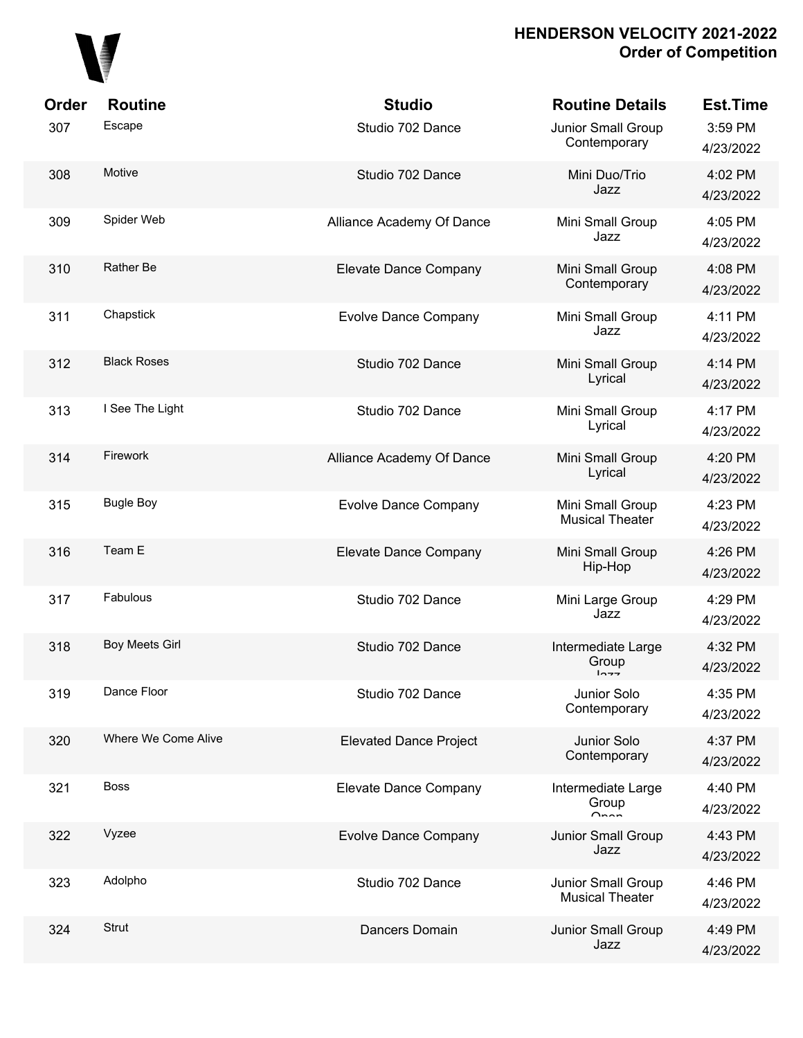# HENDERSON VELOCITY 2021-2022
## Order of Competition

| Order | Routine | Studio | Routine Details | Est.Time |
|---|---|---|---|---|
| 307 | Escape | Studio 702 Dance | Junior Small Group Contemporary | 3:59 PM 4/23/2022 |
| 308 | Motive | Studio 702 Dance | Mini Duo/Trio Jazz | 4:02 PM 4/23/2022 |
| 309 | Spider Web | Alliance Academy Of Dance | Mini Small Group Jazz | 4:05 PM 4/23/2022 |
| 310 | Rather Be | Elevate Dance Company | Mini Small Group Contemporary | 4:08 PM 4/23/2022 |
| 311 | Chapstick | Evolve Dance Company | Mini Small Group Jazz | 4:11 PM 4/23/2022 |
| 312 | Black Roses | Studio 702 Dance | Mini Small Group Lyrical | 4:14 PM 4/23/2022 |
| 313 | I See The Light | Studio 702 Dance | Mini Small Group Lyrical | 4:17 PM 4/23/2022 |
| 314 | Firework | Alliance Academy Of Dance | Mini Small Group Lyrical | 4:20 PM 4/23/2022 |
| 315 | Bugle Boy | Evolve Dance Company | Mini Small Group Musical Theater | 4:23 PM 4/23/2022 |
| 316 | Team E | Elevate Dance Company | Mini Small Group Hip-Hop | 4:26 PM 4/23/2022 |
| 317 | Fabulous | Studio 702 Dance | Mini Large Group Jazz | 4:29 PM 4/23/2022 |
| 318 | Boy Meets Girl | Studio 702 Dance | Intermediate Large Group Jazz | 4:32 PM 4/23/2022 |
| 319 | Dance Floor | Studio 702 Dance | Junior Solo Contemporary | 4:35 PM 4/23/2022 |
| 320 | Where We Come Alive | Elevated Dance Project | Junior Solo Contemporary | 4:37 PM 4/23/2022 |
| 321 | Boss | Elevate Dance Company | Intermediate Large Group Open | 4:40 PM 4/23/2022 |
| 322 | Vyzee | Evolve Dance Company | Junior Small Group Jazz | 4:43 PM 4/23/2022 |
| 323 | Adolpho | Studio 702 Dance | Junior Small Group Musical Theater | 4:46 PM 4/23/2022 |
| 324 | Strut | Dancers Domain | Junior Small Group Jazz | 4:49 PM 4/23/2022 |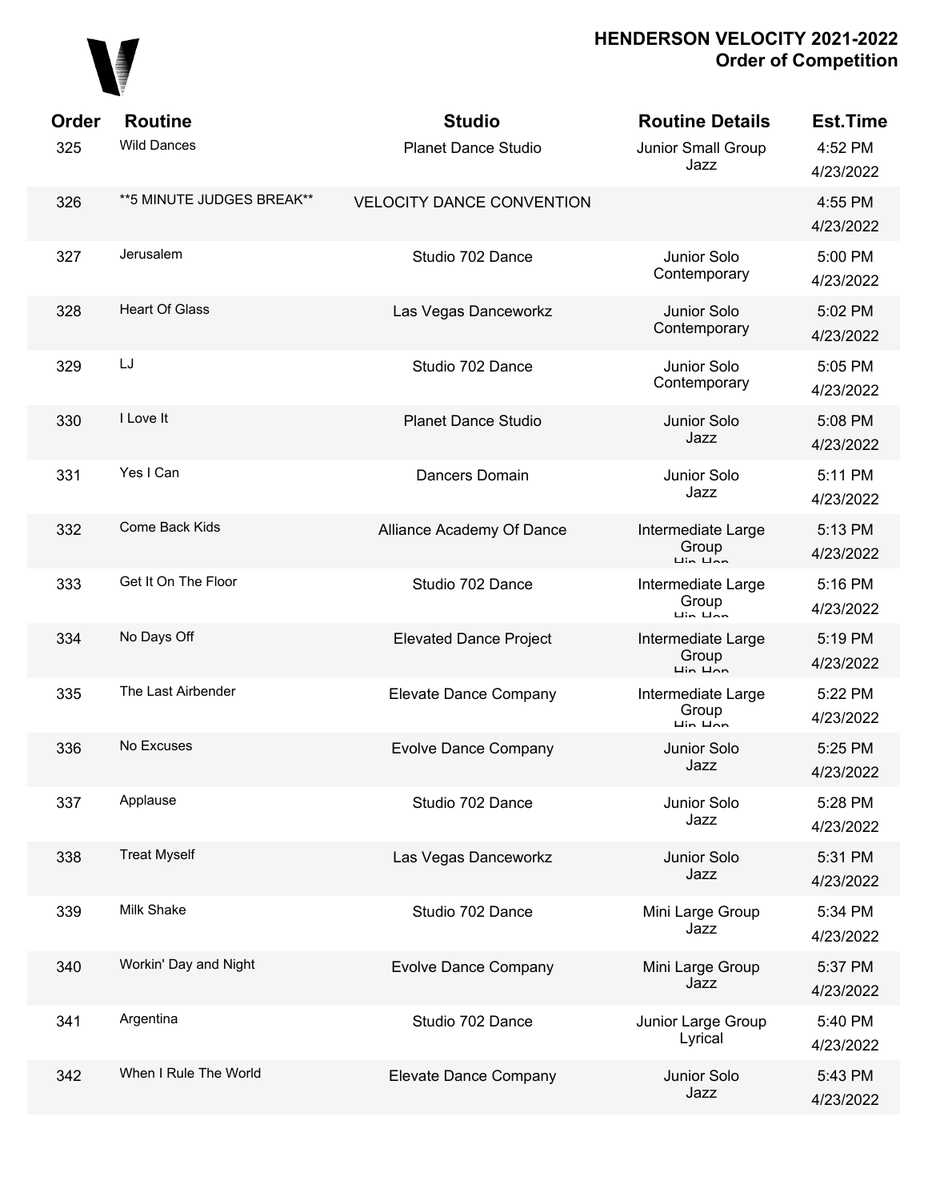# HENDERSON VELOCITY 2021-2022
## Order of Competition

| Order | Routine | Studio | Routine Details | Est.Time |
|---|---|---|---|---|
| 325 | Wild Dances | Planet Dance Studio | Junior Small Group Jazz | 4:52 PM 4/23/2022 |
| 326 | **5 MINUTE JUDGES BREAK** | VELOCITY DANCE CONVENTION | | 4:55 PM 4/23/2022 |
| 327 | Jerusalem | Studio 702 Dance | Junior Solo Contemporary | 5:00 PM 4/23/2022 |
| 328 | Heart Of Glass | Las Vegas Danceworkz | Junior Solo Contemporary | 5:02 PM 4/23/2022 |
| 329 | LJ | Studio 702 Dance | Junior Solo Contemporary | 5:05 PM 4/23/2022 |
| 330 | I Love It | Planet Dance Studio | Junior Solo Jazz | 5:08 PM 4/23/2022 |
| 331 | Yes I Can | Dancers Domain | Junior Solo Jazz | 5:11 PM 4/23/2022 |
| 332 | Come Back Kids | Alliance Academy Of Dance | Intermediate Large Group Hip Hop | 5:13 PM 4/23/2022 |
| 333 | Get It On The Floor | Studio 702 Dance | Intermediate Large Group Hip Hop | 5:16 PM 4/23/2022 |
| 334 | No Days Off | Elevated Dance Project | Intermediate Large Group Hip Hop | 5:19 PM 4/23/2022 |
| 335 | The Last Airbender | Elevate Dance Company | Intermediate Large Group Hip Hop | 5:22 PM 4/23/2022 |
| 336 | No Excuses | Evolve Dance Company | Junior Solo Jazz | 5:25 PM 4/23/2022 |
| 337 | Applause | Studio 702 Dance | Junior Solo Jazz | 5:28 PM 4/23/2022 |
| 338 | Treat Myself | Las Vegas Danceworkz | Junior Solo Jazz | 5:31 PM 4/23/2022 |
| 339 | Milk Shake | Studio 702 Dance | Mini Large Group Jazz | 5:34 PM 4/23/2022 |
| 340 | Workin' Day and Night | Evolve Dance Company | Mini Large Group Jazz | 5:37 PM 4/23/2022 |
| 341 | Argentina | Studio 702 Dance | Junior Large Group Lyrical | 5:40 PM 4/23/2022 |
| 342 | When I Rule The World | Elevate Dance Company | Junior Solo Jazz | 5:43 PM 4/23/2022 |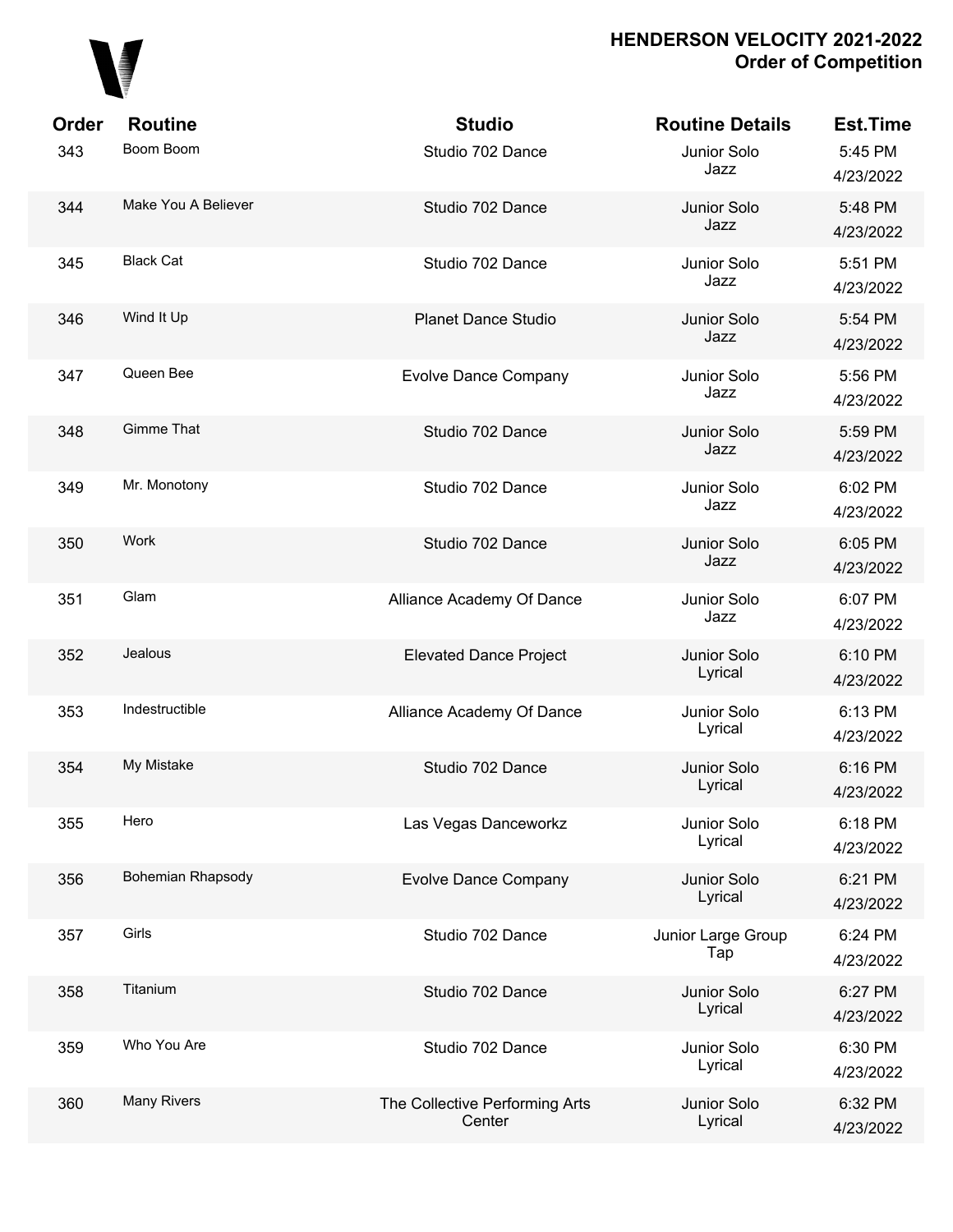# HENDERSON VELOCITY 2021-2022
## Order of Competition

| Order | Routine | Studio | Routine Details | Est.Time |
|---|---|---|---|---|
| 343 | Boom Boom | Studio 702 Dance | Junior Solo Jazz | 5:45 PM 4/23/2022 |
| 344 | Make You A Believer | Studio 702 Dance | Junior Solo Jazz | 5:48 PM 4/23/2022 |
| 345 | Black Cat | Studio 702 Dance | Junior Solo Jazz | 5:51 PM 4/23/2022 |
| 346 | Wind It Up | Planet Dance Studio | Junior Solo Jazz | 5:54 PM 4/23/2022 |
| 347 | Queen Bee | Evolve Dance Company | Junior Solo Jazz | 5:56 PM 4/23/2022 |
| 348 | Gimme That | Studio 702 Dance | Junior Solo Jazz | 5:59 PM 4/23/2022 |
| 349 | Mr. Monotony | Studio 702 Dance | Junior Solo Jazz | 6:02 PM 4/23/2022 |
| 350 | Work | Studio 702 Dance | Junior Solo Jazz | 6:05 PM 4/23/2022 |
| 351 | Glam | Alliance Academy Of Dance | Junior Solo Jazz | 6:07 PM 4/23/2022 |
| 352 | Jealous | Elevated Dance Project | Junior Solo Lyrical | 6:10 PM 4/23/2022 |
| 353 | Indestructible | Alliance Academy Of Dance | Junior Solo Lyrical | 6:13 PM 4/23/2022 |
| 354 | My Mistake | Studio 702 Dance | Junior Solo Lyrical | 6:16 PM 4/23/2022 |
| 355 | Hero | Las Vegas Danceworkz | Junior Solo Lyrical | 6:18 PM 4/23/2022 |
| 356 | Bohemian Rhapsody | Evolve Dance Company | Junior Solo Lyrical | 6:21 PM 4/23/2022 |
| 357 | Girls | Studio 702 Dance | Junior Large Group Tap | 6:24 PM 4/23/2022 |
| 358 | Titanium | Studio 702 Dance | Junior Solo Lyrical | 6:27 PM 4/23/2022 |
| 359 | Who You Are | Studio 702 Dance | Junior Solo Lyrical | 6:30 PM 4/23/2022 |
| 360 | Many Rivers | The Collective Performing Arts Center | Junior Solo Lyrical | 6:32 PM 4/23/2022 |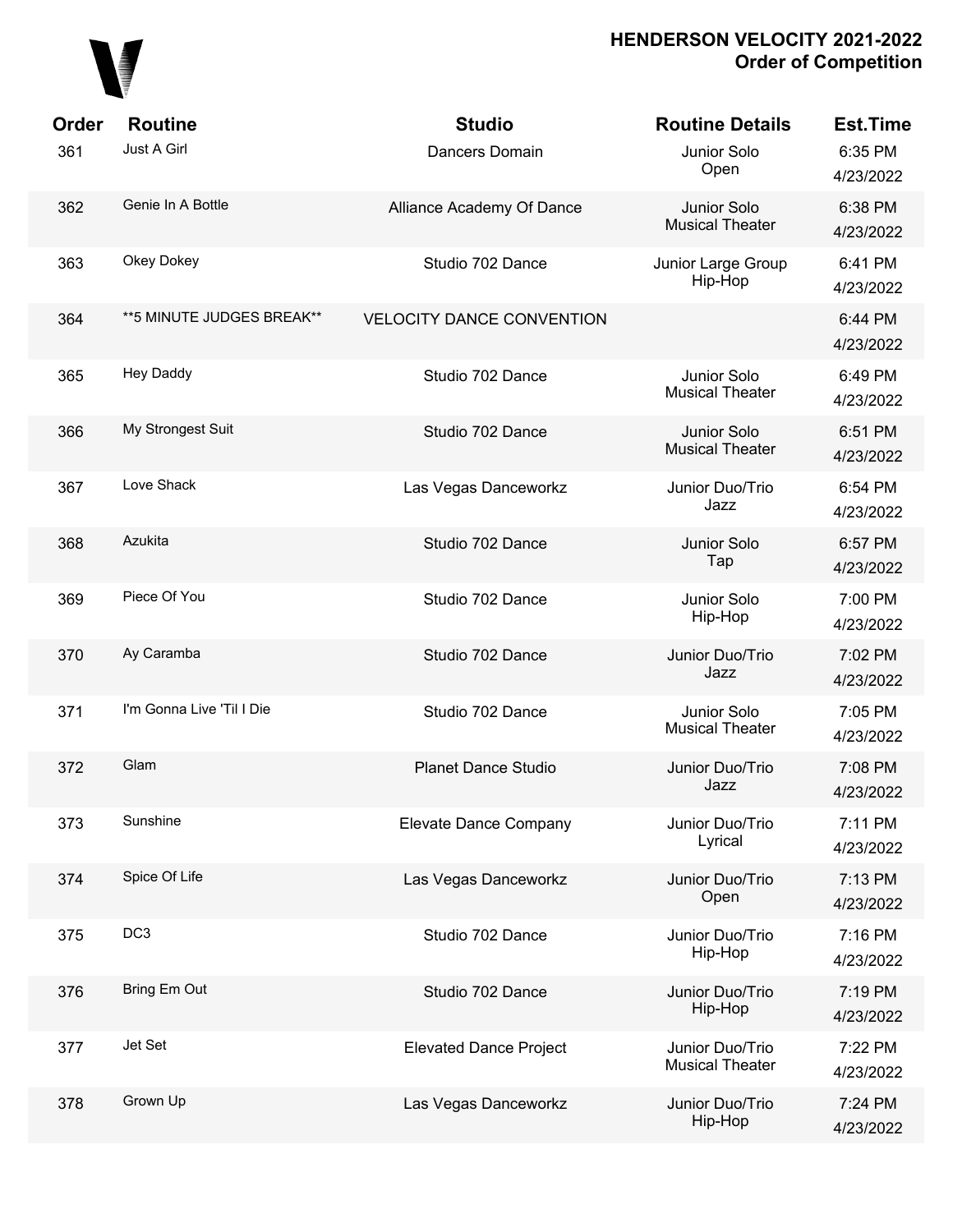# HENDERSON VELOCITY 2021-2022
## Order of Competition

| Order | Routine | Studio | Routine Details | Est.Time |
|---|---|---|---|---|
| 361 | Just A Girl | Dancers Domain | Junior Solo Open | 6:35 PM 4/23/2022 |
| 362 | Genie In A Bottle | Alliance Academy Of Dance | Junior Solo Musical Theater | 6:38 PM 4/23/2022 |
| 363 | Okey Dokey | Studio 702 Dance | Junior Large Group Hip-Hop | 6:41 PM 4/23/2022 |
| 364 | **5 MINUTE JUDGES BREAK** | VELOCITY DANCE CONVENTION | | 6:44 PM 4/23/2022 |
| 365 | Hey Daddy | Studio 702 Dance | Junior Solo Musical Theater | 6:49 PM 4/23/2022 |
| 366 | My Strongest Suit | Studio 702 Dance | Junior Solo Musical Theater | 6:51 PM 4/23/2022 |
| 367 | Love Shack | Las Vegas Danceworkz | Junior Duo/Trio Jazz | 6:54 PM 4/23/2022 |
| 368 | Azukita | Studio 702 Dance | Junior Solo Tap | 6:57 PM 4/23/2022 |
| 369 | Piece Of You | Studio 702 Dance | Junior Solo Hip-Hop | 7:00 PM 4/23/2022 |
| 370 | Ay Caramba | Studio 702 Dance | Junior Duo/Trio Jazz | 7:02 PM 4/23/2022 |
| 371 | I'm Gonna Live 'Til I Die | Studio 702 Dance | Junior Solo Musical Theater | 7:05 PM 4/23/2022 |
| 372 | Glam | Planet Dance Studio | Junior Duo/Trio Jazz | 7:08 PM 4/23/2022 |
| 373 | Sunshine | Elevate Dance Company | Junior Duo/Trio Lyrical | 7:11 PM 4/23/2022 |
| 374 | Spice Of Life | Las Vegas Danceworkz | Junior Duo/Trio Open | 7:13 PM 4/23/2022 |
| 375 | DC3 | Studio 702 Dance | Junior Duo/Trio Hip-Hop | 7:16 PM 4/23/2022 |
| 376 | Bring Em Out | Studio 702 Dance | Junior Duo/Trio Hip-Hop | 7:19 PM 4/23/2022 |
| 377 | Jet Set | Elevated Dance Project | Junior Duo/Trio Musical Theater | 7:22 PM 4/23/2022 |
| 378 | Grown Up | Las Vegas Danceworkz | Junior Duo/Trio Hip-Hop | 7:24 PM 4/23/2022 |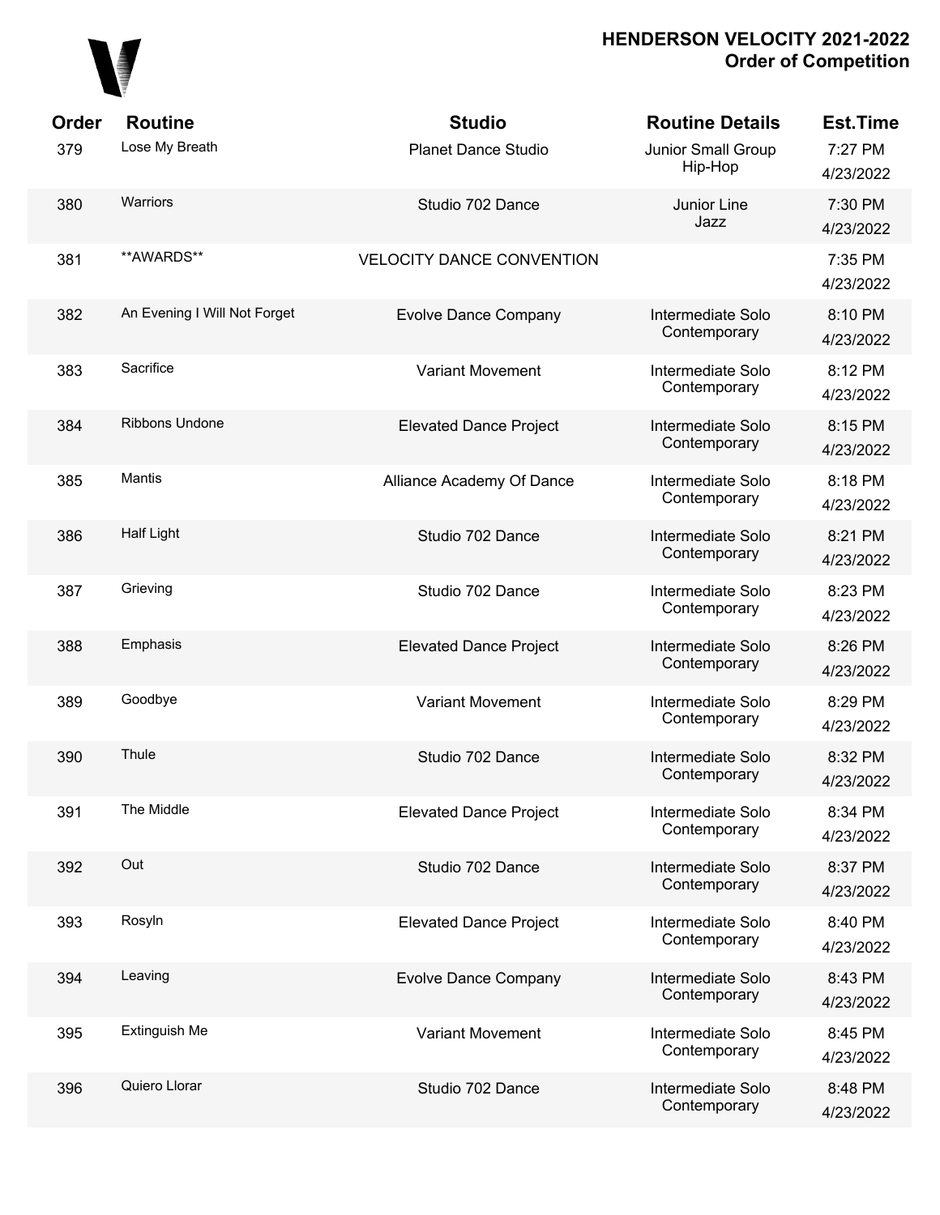# HENDERSON VELOCITY 2021-2022
## Order of Competition

| Order | Routine | Studio | Routine Details | Est.Time |
|---|---|---|---|---|
| 379 | Lose My Breath | Planet Dance Studio | Junior Small Group Hip-Hop | 7:27 PM 4/23/2022 |
| 380 | Warriors | Studio 702 Dance | Junior Line Jazz | 7:30 PM 4/23/2022 |
| 381 | **AWARDS** | VELOCITY DANCE CONVENTION | | 7:35 PM 4/23/2022 |
| 382 | An Evening I Will Not Forget | Evolve Dance Company | Intermediate Solo Contemporary | 8:10 PM 4/23/2022 |
| 383 | Sacrifice | Variant Movement | Intermediate Solo Contemporary | 8:12 PM 4/23/2022 |
| 384 | Ribbons Undone | Elevated Dance Project | Intermediate Solo Contemporary | 8:15 PM 4/23/2022 |
| 385 | Mantis | Alliance Academy Of Dance | Intermediate Solo Contemporary | 8:18 PM 4/23/2022 |
| 386 | Half Light | Studio 702 Dance | Intermediate Solo Contemporary | 8:21 PM 4/23/2022 |
| 387 | Grieving | Studio 702 Dance | Intermediate Solo Contemporary | 8:23 PM 4/23/2022 |
| 388 | Emphasis | Elevated Dance Project | Intermediate Solo Contemporary | 8:26 PM 4/23/2022 |
| 389 | Goodbye | Variant Movement | Intermediate Solo Contemporary | 8:29 PM 4/23/2022 |
| 390 | Thule | Studio 702 Dance | Intermediate Solo Contemporary | 8:32 PM 4/23/2022 |
| 391 | The Middle | Elevated Dance Project | Intermediate Solo Contemporary | 8:34 PM 4/23/2022 |
| 392 | Out | Studio 702 Dance | Intermediate Solo Contemporary | 8:37 PM 4/23/2022 |
| 393 | Rosyln | Elevated Dance Project | Intermediate Solo Contemporary | 8:40 PM 4/23/2022 |
| 394 | Leaving | Evolve Dance Company | Intermediate Solo Contemporary | 8:43 PM 4/23/2022 |
| 395 | Extinguish Me | Variant Movement | Intermediate Solo Contemporary | 8:45 PM 4/23/2022 |
| 396 | Quiero Llorar | Studio 702 Dance | Intermediate Solo Contemporary | 8:48 PM 4/23/2022 |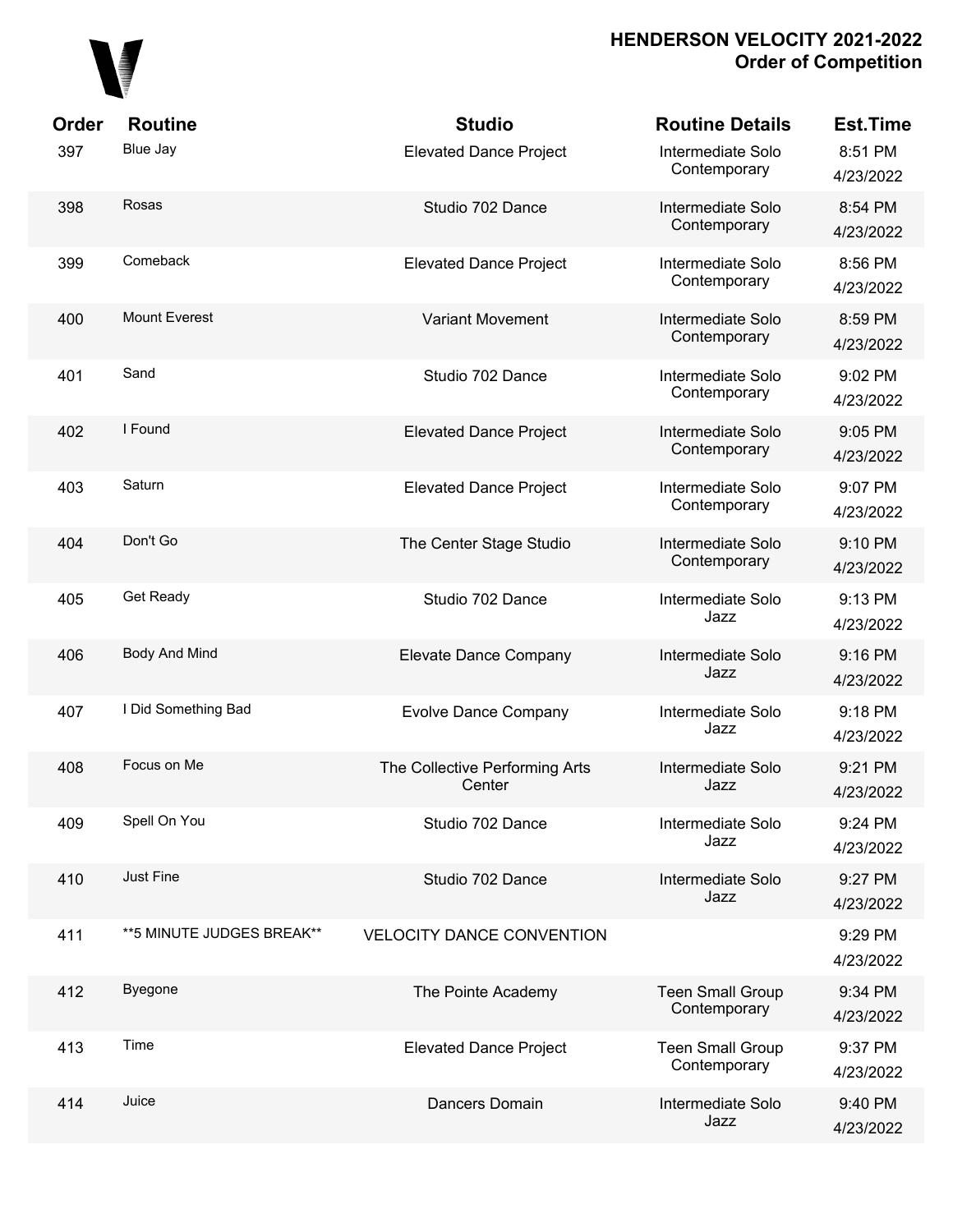| Order | Routine | Studio | Routine Details | Est.Time |
|---|---|---|---|---|
| 397 | Blue Jay | Elevated Dance Project | Intermediate Solo Contemporary | 8:51 PM 4/23/2022 |
| 398 | Rosas | Studio 702 Dance | Intermediate Solo Contemporary | 8:54 PM 4/23/2022 |
| 399 | Comeback | Elevated Dance Project | Intermediate Solo Contemporary | 8:56 PM 4/23/2022 |
| 400 | Mount Everest | Variant Movement | Intermediate Solo Contemporary | 8:59 PM 4/23/2022 |
| 401 | Sand | Studio 702 Dance | Intermediate Solo Contemporary | 9:02 PM 4/23/2022 |
| 402 | I Found | Elevated Dance Project | Intermediate Solo Contemporary | 9:05 PM 4/23/2022 |
| 403 | Saturn | Elevated Dance Project | Intermediate Solo Contemporary | 9:07 PM 4/23/2022 |
| 404 | Don't Go | The Center Stage Studio | Intermediate Solo Contemporary | 9:10 PM 4/23/2022 |
| 405 | Get Ready | Studio 702 Dance | Intermediate Solo Jazz | 9:13 PM 4/23/2022 |
| 406 | Body And Mind | Elevate Dance Company | Intermediate Solo Jazz | 9:16 PM 4/23/2022 |
| 407 | I Did Something Bad | Evolve Dance Company | Intermediate Solo Jazz | 9:18 PM 4/23/2022 |
| 408 | Focus on Me | The Collective Performing Arts Center | Intermediate Solo Jazz | 9:21 PM 4/23/2022 |
| 409 | Spell On You | Studio 702 Dance | Intermediate Solo Jazz | 9:24 PM 4/23/2022 |
| 410 | Just Fine | Studio 702 Dance | Intermediate Solo Jazz | 9:27 PM 4/23/2022 |
| 411 | **5 MINUTE JUDGES BREAK** | VELOCITY DANCE CONVENTION | | 9:29 PM 4/23/2022 |
| 412 | Byegone | The Pointe Academy | Teen Small Group Contemporary | 9:34 PM 4/23/2022 |
| 413 | Time | Elevated Dance Project | Teen Small Group Contemporary | 9:37 PM 4/23/2022 |
| 414 | Juice | Dancers Domain | Intermediate Solo Jazz | 9:40 PM 4/23/2022 |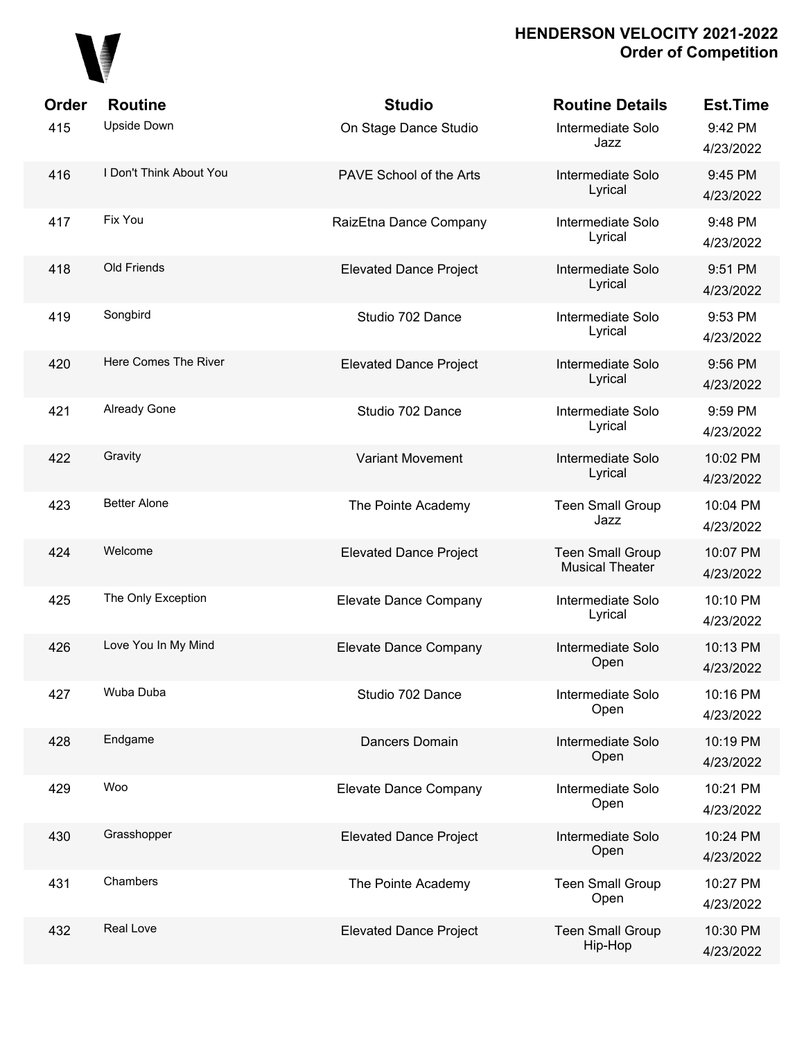# HENDERSON VELOCITY 2021-2022
## Order of Competition

| Order | Routine | Studio | Routine Details | Est.Time |
|---|---|---|---|---|
| 415 | Upside Down | On Stage Dance Studio | Intermediate Solo Jazz | 9:42 PM 4/23/2022 |
| 416 | I Don't Think About You | PAVE School of the Arts | Intermediate Solo Lyrical | 9:45 PM 4/23/2022 |
| 417 | Fix You | RaizEtna Dance Company | Intermediate Solo Lyrical | 9:48 PM 4/23/2022 |
| 418 | Old Friends | Elevated Dance Project | Intermediate Solo Lyrical | 9:51 PM 4/23/2022 |
| 419 | Songbird | Studio 702 Dance | Intermediate Solo Lyrical | 9:53 PM 4/23/2022 |
| 420 | Here Comes The River | Elevated Dance Project | Intermediate Solo Lyrical | 9:56 PM 4/23/2022 |
| 421 | Already Gone | Studio 702 Dance | Intermediate Solo Lyrical | 9:59 PM 4/23/2022 |
| 422 | Gravity | Variant Movement | Intermediate Solo Lyrical | 10:02 PM 4/23/2022 |
| 423 | Better Alone | The Pointe Academy | Teen Small Group Jazz | 10:04 PM 4/23/2022 |
| 424 | Welcome | Elevated Dance Project | Teen Small Group Musical Theater | 10:07 PM 4/23/2022 |
| 425 | The Only Exception | Elevate Dance Company | Intermediate Solo Lyrical | 10:10 PM 4/23/2022 |
| 426 | Love You In My Mind | Elevate Dance Company | Intermediate Solo Open | 10:13 PM 4/23/2022 |
| 427 | Wuba Duba | Studio 702 Dance | Intermediate Solo Open | 10:16 PM 4/23/2022 |
| 428 | Endgame | Dancers Domain | Intermediate Solo Open | 10:19 PM 4/23/2022 |
| 429 | Woo | Elevate Dance Company | Intermediate Solo Open | 10:21 PM 4/23/2022 |
| 430 | Grasshopper | Elevated Dance Project | Intermediate Solo Open | 10:24 PM 4/23/2022 |
| 431 | Chambers | The Pointe Academy | Teen Small Group Open | 10:27 PM 4/23/2022 |
| 432 | Real Love | Elevated Dance Project | Teen Small Group Hip-Hop | 10:30 PM 4/23/2022 |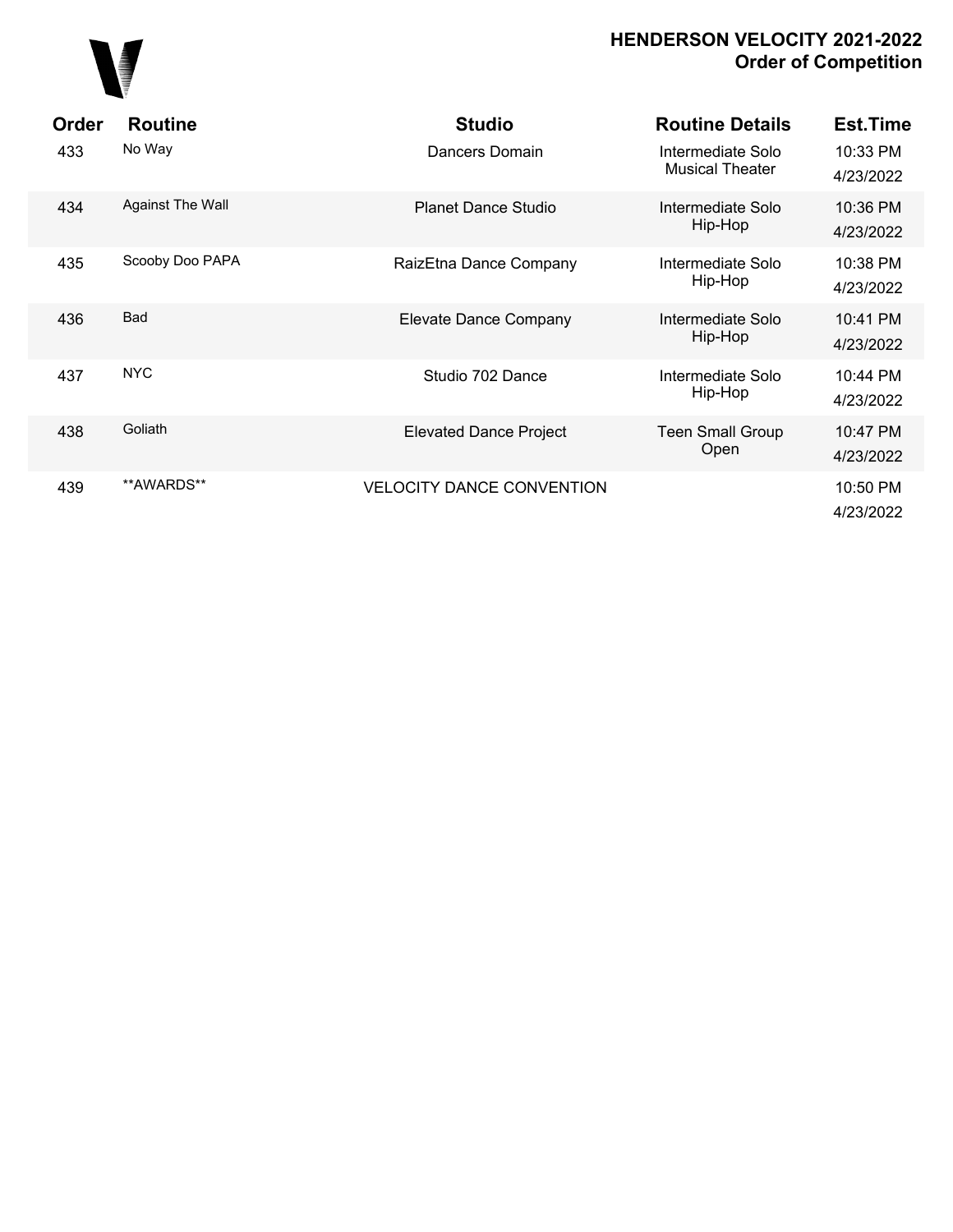# HENDERSON VELOCITY 2021-2022
## Order of Competition

| Order | Routine | Studio | Routine Details | Est.Time |
|---|---|---|---|---|
| 433 | No Way | Dancers Domain | Intermediate Solo Musical Theater | 10:33 PM 4/23/2022 |
| 434 | Against The Wall | Planet Dance Studio | Intermediate Solo Hip-Hop | 10:36 PM 4/23/2022 |
| 435 | Scooby Doo PAPA | RaizEtna Dance Company | Intermediate Solo Hip-Hop | 10:38 PM 4/23/2022 |
| 436 | Bad | Elevate Dance Company | Intermediate Solo Hip-Hop | 10:41 PM 4/23/2022 |
| 437 | NYC | Studio 702 Dance | Intermediate Solo Hip-Hop | 10:44 PM 4/23/2022 |
| 438 | Goliath | Elevated Dance Project | Teen Small Group Open | 10:47 PM 4/23/2022 |
| 439 | **AWARDS** | VELOCITY DANCE CONVENTION | | 10:50 PM 4/23/2022 |